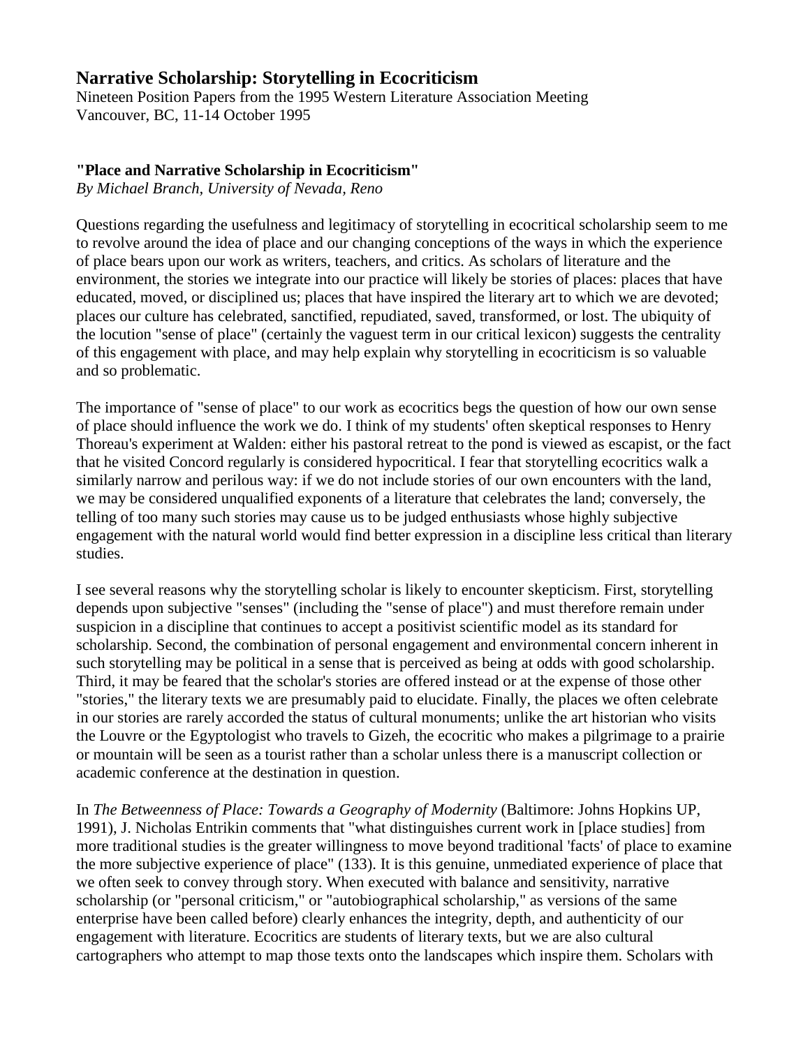# Narrative Scholarship: Storytelling in Ecocriticism

Nineteen Position Papers from the 1995 Western Literature Association Meeting
Vancouver, BC, 11-14 October 1995

### "Place and Narrative Scholarship in Ecocriticism"

*By Michael Branch, University of Nevada, Reno*

Questions regarding the usefulness and legitimacy of storytelling in ecocritical scholarship seem to me to revolve around the idea of place and our changing conceptions of the ways in which the experience of place bears upon our work as writers, teachers, and critics. As scholars of literature and the environment, the stories we integrate into our practice will likely be stories of places: places that have educated, moved, or disciplined us; places that have inspired the literary art to which we are devoted; places our culture has celebrated, sanctified, repudiated, saved, transformed, or lost. The ubiquity of the locution "sense of place" (certainly the vaguest term in our critical lexicon) suggests the centrality of this engagement with place, and may help explain why storytelling in ecocriticism is so valuable and so problematic.

The importance of "sense of place" to our work as ecocritics begs the question of how our own sense of place should influence the work we do. I think of my students' often skeptical responses to Henry Thoreau's experiment at Walden: either his pastoral retreat to the pond is viewed as escapist, or the fact that he visited Concord regularly is considered hypocritical. I fear that storytelling ecocritics walk a similarly narrow and perilous way: if we do not include stories of our own encounters with the land, we may be considered unqualified exponents of a literature that celebrates the land; conversely, the telling of too many such stories may cause us to be judged enthusiasts whose highly subjective engagement with the natural world would find better expression in a discipline less critical than literary studies.

I see several reasons why the storytelling scholar is likely to encounter skepticism. First, storytelling depends upon subjective "senses" (including the "sense of place") and must therefore remain under suspicion in a discipline that continues to accept a positivist scientific model as its standard for scholarship. Second, the combination of personal engagement and environmental concern inherent in such storytelling may be political in a sense that is perceived as being at odds with good scholarship. Third, it may be feared that the scholar's stories are offered instead or at the expense of those other "stories," the literary texts we are presumably paid to elucidate. Finally, the places we often celebrate in our stories are rarely accorded the status of cultural monuments; unlike the art historian who visits the Louvre or the Egyptologist who travels to Gizeh, the ecocritic who makes a pilgrimage to a prairie or mountain will be seen as a tourist rather than a scholar unless there is a manuscript collection or academic conference at the destination in question.

In *The Betweenness of Place: Towards a Geography of Modernity* (Baltimore: Johns Hopkins UP, 1991), J. Nicholas Entrikin comments that "what distinguishes current work in [place studies] from more traditional studies is the greater willingness to move beyond traditional 'facts' of place to examine the more subjective experience of place" (133). It is this genuine, unmediated experience of place that we often seek to convey through story. When executed with balance and sensitivity, narrative scholarship (or "personal criticism," or "autobiographical scholarship," as versions of the same enterprise have been called before) clearly enhances the integrity, depth, and authenticity of our engagement with literature. Ecocritics are students of literary texts, but we are also cultural cartographers who attempt to map those texts onto the landscapes which inspire them. Scholars with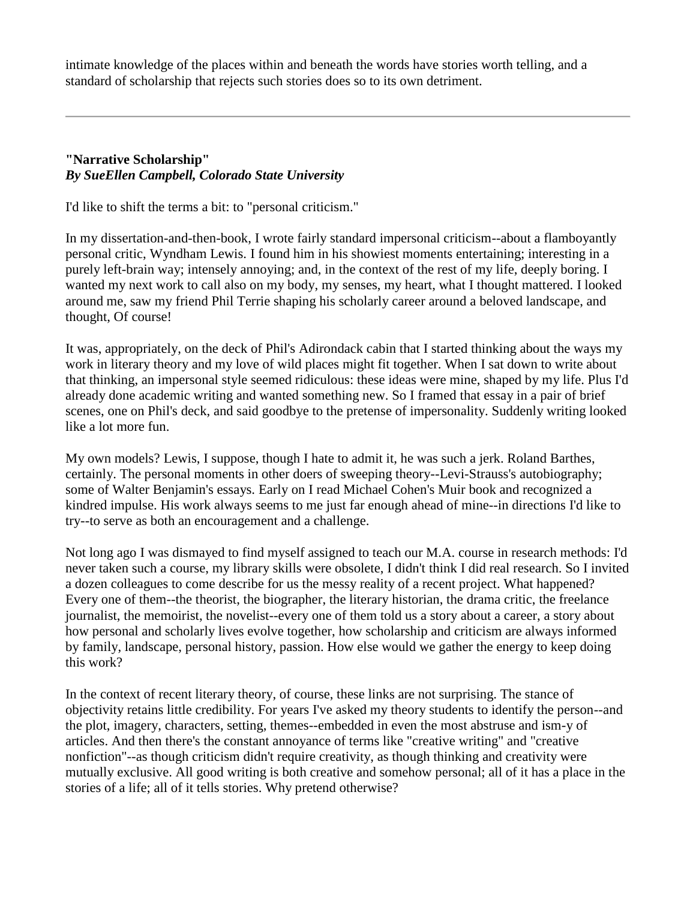intimate knowledge of the places within and beneath the words have stories worth telling, and a standard of scholarship that rejects such stories does so to its own detriment.

---

**"Narrative Scholarship"**
***By SueEllen Campbell, Colorado State University***

I'd like to shift the terms a bit: to "personal criticism."

In my dissertation-and-then-book, I wrote fairly standard impersonal criticism--about a flamboyantly personal critic, Wyndham Lewis. I found him in his showiest moments entertaining; interesting in a purely left-brain way; intensely annoying; and, in the context of the rest of my life, deeply boring. I wanted my next work to call also on my body, my senses, my heart, what I thought mattered. I looked around me, saw my friend Phil Terrie shaping his scholarly career around a beloved landscape, and thought, Of course!

It was, appropriately, on the deck of Phil's Adirondack cabin that I started thinking about the ways my work in literary theory and my love of wild places might fit together. When I sat down to write about that thinking, an impersonal style seemed ridiculous: these ideas were mine, shaped by my life. Plus I'd already done academic writing and wanted something new. So I framed that essay in a pair of brief scenes, one on Phil's deck, and said goodbye to the pretense of impersonality. Suddenly writing looked like a lot more fun.

My own models? Lewis, I suppose, though I hate to admit it, he was such a jerk. Roland Barthes, certainly. The personal moments in other doers of sweeping theory--Levi-Strauss's autobiography; some of Walter Benjamin's essays. Early on I read Michael Cohen's Muir book and recognized a kindred impulse. His work always seems to me just far enough ahead of mine--in directions I'd like to try--to serve as both an encouragement and a challenge.

Not long ago I was dismayed to find myself assigned to teach our M.A. course in research methods: I'd never taken such a course, my library skills were obsolete, I didn't think I did real research. So I invited a dozen colleagues to come describe for us the messy reality of a recent project. What happened? Every one of them--the theorist, the biographer, the literary historian, the drama critic, the freelance journalist, the memoirist, the novelist--every one of them told us a story about a career, a story about how personal and scholarly lives evolve together, how scholarship and criticism are always informed by family, landscape, personal history, passion. How else would we gather the energy to keep doing this work?

In the context of recent literary theory, of course, these links are not surprising. The stance of objectivity retains little credibility. For years I've asked my theory students to identify the person--and the plot, imagery, characters, setting, themes--embedded in even the most abstruse and ism-y of articles. And then there's the constant annoyance of terms like "creative writing" and "creative nonfiction"--as though criticism didn't require creativity, as though thinking and creativity were mutually exclusive. All good writing is both creative and somehow personal; all of it has a place in the stories of a life; all of it tells stories. Why pretend otherwise?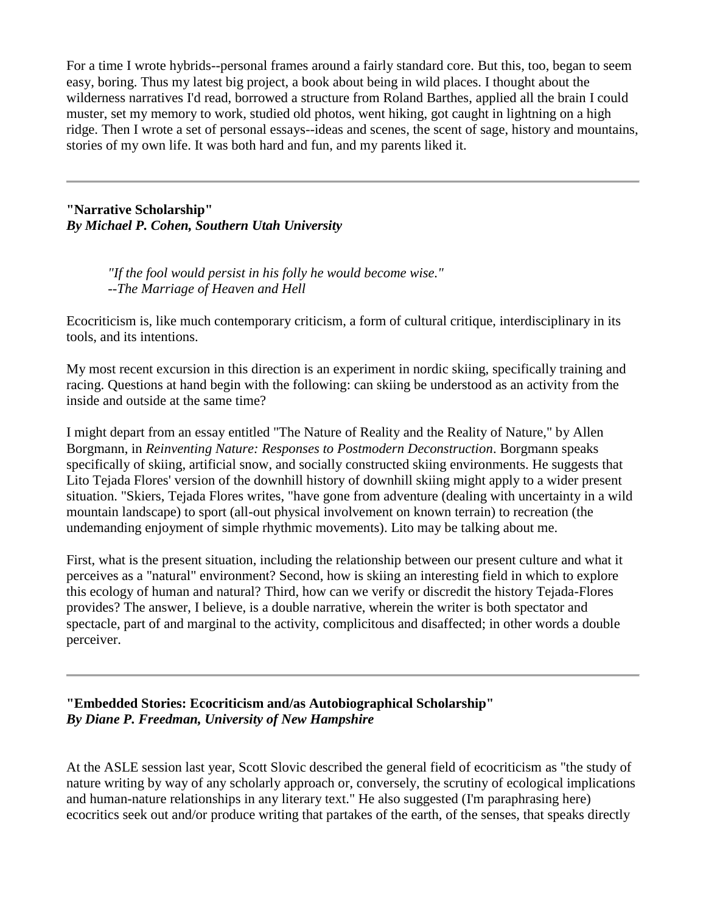For a time I wrote hybrids--personal frames around a fairly standard core. But this, too, began to seem easy, boring. Thus my latest big project, a book about being in wild places. I thought about the wilderness narratives I'd read, borrowed a structure from Roland Barthes, applied all the brain I could muster, set my memory to work, studied old photos, went hiking, got caught in lightning on a high ridge. Then I wrote a set of personal essays--ideas and scenes, the scent of sage, history and mountains, stories of my own life. It was both hard and fun, and my parents liked it.

---

**"Narrative Scholarship"**
***By Michael P. Cohen, Southern Utah University***

> *"If the fool would persist in his folly he would become wise."*
> *--The Marriage of Heaven and Hell*

Ecocriticism is, like much contemporary criticism, a form of cultural critique, interdisciplinary in its tools, and its intentions.

My most recent excursion in this direction is an experiment in nordic skiing, specifically training and racing. Questions at hand begin with the following: can skiing be understood as an activity from the inside and outside at the same time?

I might depart from an essay entitled "The Nature of Reality and the Reality of Nature," by Allen Borgmann, in *Reinventing Nature: Responses to Postmodern Deconstruction*. Borgmann speaks specifically of skiing, artificial snow, and socially constructed skiing environments. He suggests that Lito Tejada Flores' version of the downhill history of downhill skiing might apply to a wider present situation. "Skiers, Tejada Flores writes, "have gone from adventure (dealing with uncertainty in a wild mountain landscape) to sport (all-out physical involvement on known terrain) to recreation (the undemanding enjoyment of simple rhythmic movements). Lito may be talking about me.

First, what is the present situation, including the relationship between our present culture and what it perceives as a "natural" environment? Second, how is skiing an interesting field in which to explore this ecology of human and natural? Third, how can we verify or discredit the history Tejada-Flores provides? The answer, I believe, is a double narrative, wherein the writer is both spectator and spectacle, part of and marginal to the activity, complicitous and disaffected; in other words a double perceiver.

---

**"Embedded Stories: Ecocriticism and/as Autobiographical Scholarship"**
***By Diane P. Freedman, University of New Hampshire***

At the ASLE session last year, Scott Slovic described the general field of ecocriticism as "the study of nature writing by way of any scholarly approach or, conversely, the scrutiny of ecological implications and human-nature relationships in any literary text." He also suggested (I'm paraphrasing here) ecocritics seek out and/or produce writing that partakes of the earth, of the senses, that speaks directly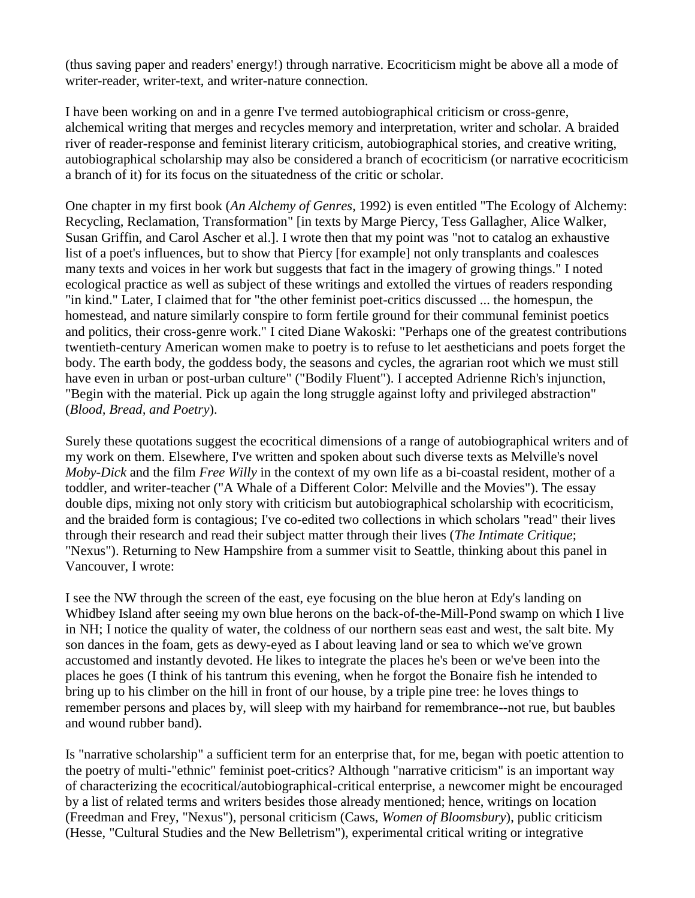(thus saving paper and readers' energy!) through narrative. Ecocriticism might be above all a mode of writer-reader, writer-text, and writer-nature connection.

I have been working on and in a genre I've termed autobiographical criticism or cross-genre, alchemical writing that merges and recycles memory and interpretation, writer and scholar. A braided river of reader-response and feminist literary criticism, autobiographical stories, and creative writing, autobiographical scholarship may also be considered a branch of ecocriticism (or narrative ecocriticism a branch of it) for its focus on the situatedness of the critic or scholar.

One chapter in my first book (*An Alchemy of Genres*, 1992) is even entitled "The Ecology of Alchemy: Recycling, Reclamation, Transformation" [in texts by Marge Piercy, Tess Gallagher, Alice Walker, Susan Griffin, and Carol Ascher et al.]. I wrote then that my point was "not to catalog an exhaustive list of a poet's influences, but to show that Piercy [for example] not only transplants and coalesces many texts and voices in her work but suggests that fact in the imagery of growing things." I noted ecological practice as well as subject of these writings and extolled the virtues of readers responding "in kind." Later, I claimed that for "the other feminist poet-critics discussed ... the homespun, the homestead, and nature similarly conspire to form fertile ground for their communal feminist poetics and politics, their cross-genre work." I cited Diane Wakoski: "Perhaps one of the greatest contributions twentieth-century American women make to poetry is to refuse to let aestheticians and poets forget the body. The earth body, the goddess body, the seasons and cycles, the agrarian root which we must still have even in urban or post-urban culture" ("Bodily Fluent"). I accepted Adrienne Rich's injunction, "Begin with the material. Pick up again the long struggle against lofty and privileged abstraction" (*Blood, Bread, and Poetry*).

Surely these quotations suggest the ecocritical dimensions of a range of autobiographical writers and of my work on them. Elsewhere, I've written and spoken about such diverse texts as Melville's novel *Moby-Dick* and the film *Free Willy* in the context of my own life as a bi-coastal resident, mother of a toddler, and writer-teacher ("A Whale of a Different Color: Melville and the Movies"). The essay double dips, mixing not only story with criticism but autobiographical scholarship with ecocriticism, and the braided form is contagious; I've co-edited two collections in which scholars "read" their lives through their research and read their subject matter through their lives (*The Intimate Critique*; "Nexus"). Returning to New Hampshire from a summer visit to Seattle, thinking about this panel in Vancouver, I wrote:

I see the NW through the screen of the east, eye focusing on the blue heron at Edy's landing on Whidbey Island after seeing my own blue herons on the back-of-the-Mill-Pond swamp on which I live in NH; I notice the quality of water, the coldness of our northern seas east and west, the salt bite. My son dances in the foam, gets as dewy-eyed as I about leaving land or sea to which we've grown accustomed and instantly devoted. He likes to integrate the places he's been or we've been into the places he goes (I think of his tantrum this evening, when he forgot the Bonaire fish he intended to bring up to his climber on the hill in front of our house, by a triple pine tree: he loves things to remember persons and places by, will sleep with my hairband for remembrance--not rue, but baubles and wound rubber band).

Is "narrative scholarship" a sufficient term for an enterprise that, for me, began with poetic attention to the poetry of multi-"ethnic" feminist poet-critics? Although "narrative criticism" is an important way of characterizing the ecocritical/autobiographical-critical enterprise, a newcomer might be encouraged by a list of related terms and writers besides those already mentioned; hence, writings on location (Freedman and Frey, "Nexus"), personal criticism (Caws, *Women of Bloomsbury*), public criticism (Hesse, "Cultural Studies and the New Belletrism"), experimental critical writing or integrative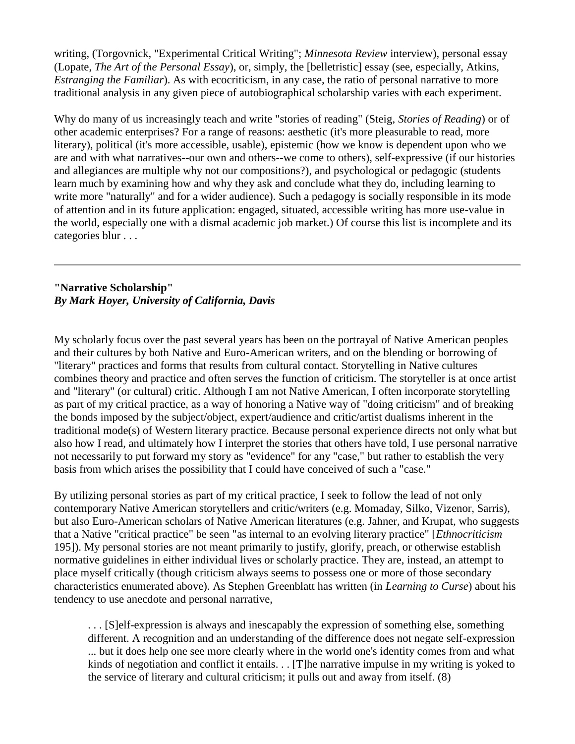writing, (Torgovnick, "Experimental Critical Writing"; *Minnesota Review* interview), personal essay (Lopate, *The Art of the Personal Essay*), or, simply, the [belletristic] essay (see, especially, Atkins, *Estranging the Familiar*). As with ecocriticism, in any case, the ratio of personal narrative to more traditional analysis in any given piece of autobiographical scholarship varies with each experiment.

Why do many of us increasingly teach and write "stories of reading" (Steig, *Stories of Reading*) or of other academic enterprises? For a range of reasons: aesthetic (it's more pleasurable to read, more literary), political (it's more accessible, usable), epistemic (how we know is dependent upon who we are and with what narratives--our own and others--we come to others), self-expressive (if our histories and allegiances are multiple why not our compositions?), and psychological or pedagogic (students learn much by examining how and why they ask and conclude what they do, including learning to write more "naturally" and for a wider audience). Such a pedagogy is socially responsible in its mode of attention and in its future application: engaged, situated, accessible writing has more use-value in the world, especially one with a dismal academic job market.) Of course this list is incomplete and its categories blur . . .

---

**"Narrative Scholarship"**
***By Mark Hoyer, University of California, Davis***

My scholarly focus over the past several years has been on the portrayal of Native American peoples and their cultures by both Native and Euro-American writers, and on the blending or borrowing of "literary" practices and forms that results from cultural contact. Storytelling in Native cultures combines theory and practice and often serves the function of criticism. The storyteller is at once artist and "literary" (or cultural) critic. Although I am not Native American, I often incorporate storytelling as part of my critical practice, as a way of honoring a Native way of "doing criticism" and of breaking the bonds imposed by the subject/object, expert/audience and critic/artist dualisms inherent in the traditional mode(s) of Western literary practice. Because personal experience directs not only what but also how I read, and ultimately how I interpret the stories that others have told, I use personal narrative not necessarily to put forward my story as "evidence" for any "case," but rather to establish the very basis from which arises the possibility that I could have conceived of such a "case."

By utilizing personal stories as part of my critical practice, I seek to follow the lead of not only contemporary Native American storytellers and critic/writers (e.g. Momaday, Silko, Vizenor, Sarris), but also Euro-American scholars of Native American literatures (e.g. Jahner, and Krupat, who suggests that a Native "critical practice" be seen "as internal to an evolving literary practice" [*Ethnocriticism* 195]). My personal stories are not meant primarily to justify, glorify, preach, or otherwise establish normative guidelines in either individual lives or scholarly practice. They are, instead, an attempt to place myself critically (though criticism always seems to possess one or more of those secondary characteristics enumerated above). As Stephen Greenblatt has written (in *Learning to Curse*) about his tendency to use anecdote and personal narrative,

> . . . [S]elf-expression is always and inescapably the expression of something else, something different. A recognition and an understanding of the difference does not negate self-expression ... but it does help one see more clearly where in the world one's identity comes from and what kinds of negotiation and conflict it entails. . . [T]he narrative impulse in my writing is yoked to the service of literary and cultural criticism; it pulls out and away from itself. (8)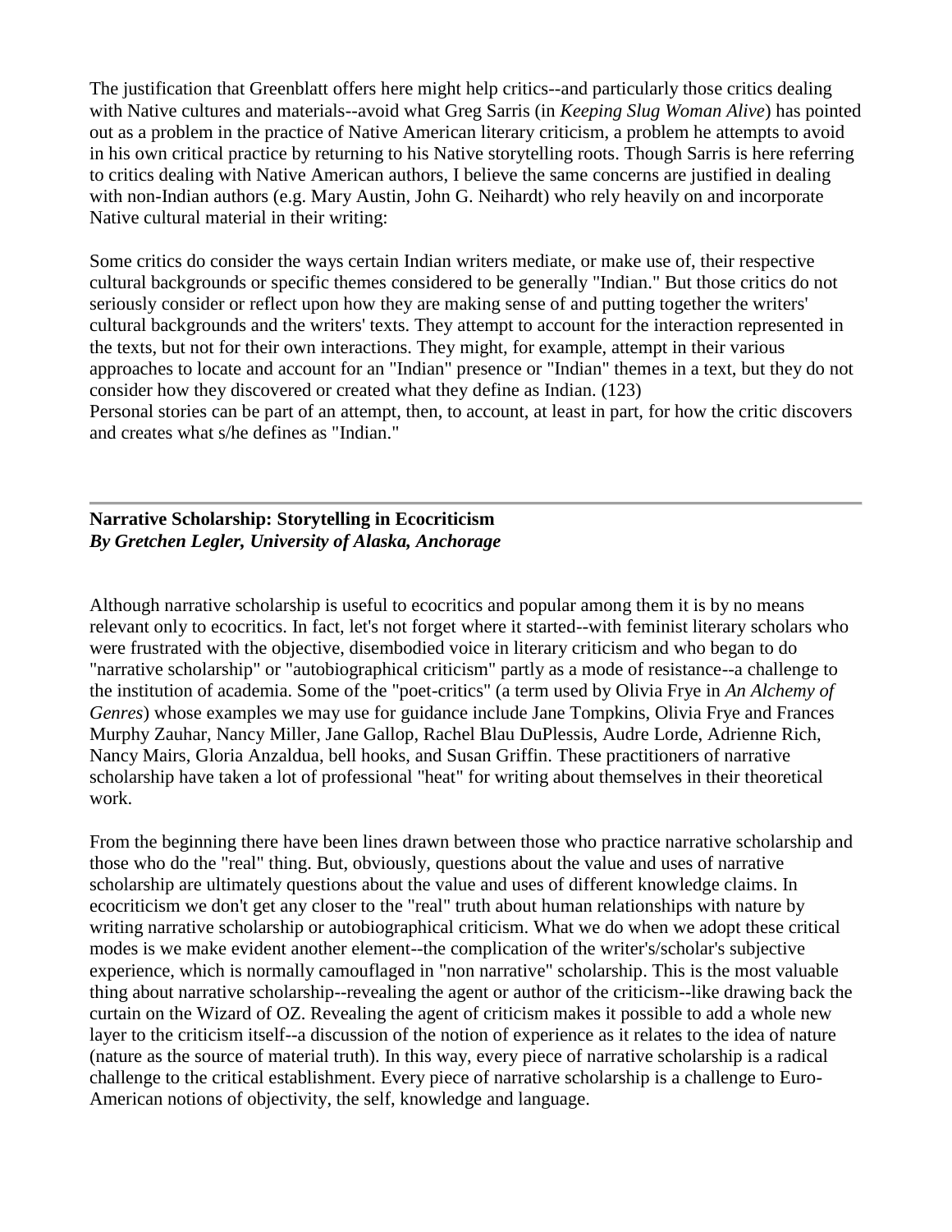The justification that Greenblatt offers here might help critics--and particularly those critics dealing with Native cultures and materials--avoid what Greg Sarris (in *Keeping Slug Woman Alive*) has pointed out as a problem in the practice of Native American literary criticism, a problem he attempts to avoid in his own critical practice by returning to his Native storytelling roots. Though Sarris is here referring to critics dealing with Native American authors, I believe the same concerns are justified in dealing with non-Indian authors (e.g. Mary Austin, John G. Neihardt) who rely heavily on and incorporate Native cultural material in their writing:

Some critics do consider the ways certain Indian writers mediate, or make use of, their respective cultural backgrounds or specific themes considered to be generally "Indian." But those critics do not seriously consider or reflect upon how they are making sense of and putting together the writers' cultural backgrounds and the writers' texts. They attempt to account for the interaction represented in the texts, but not for their own interactions. They might, for example, attempt in their various approaches to locate and account for an "Indian" presence or "Indian" themes in a text, but they do not consider how they discovered or created what they define as Indian. (123)

Personal stories can be part of an attempt, then, to account, at least in part, for how the critic discovers and creates what s/he defines as "Indian."

---

**Narrative Scholarship: Storytelling in Ecocriticism**
***By Gretchen Legler, University of Alaska, Anchorage***

Although narrative scholarship is useful to ecocritics and popular among them it is by no means relevant only to ecocritics. In fact, let's not forget where it started--with feminist literary scholars who were frustrated with the objective, disembodied voice in literary criticism and who began to do "narrative scholarship" or "autobiographical criticism" partly as a mode of resistance--a challenge to the institution of academia. Some of the "poet-critics" (a term used by Olivia Frye in *An Alchemy of Genres*) whose examples we may use for guidance include Jane Tompkins, Olivia Frye and Frances Murphy Zauhar, Nancy Miller, Jane Gallop, Rachel Blau DuPlessis, Audre Lorde, Adrienne Rich, Nancy Mairs, Gloria Anzaldua, bell hooks, and Susan Griffin. These practitioners of narrative scholarship have taken a lot of professional "heat" for writing about themselves in their theoretical work.

From the beginning there have been lines drawn between those who practice narrative scholarship and those who do the "real" thing. But, obviously, questions about the value and uses of narrative scholarship are ultimately questions about the value and uses of different knowledge claims. In ecocriticism we don't get any closer to the "real" truth about human relationships with nature by writing narrative scholarship or autobiographical criticism. What we do when we adopt these critical modes is we make evident another element--the complication of the writer's/scholar's subjective experience, which is normally camouflaged in "non narrative" scholarship. This is the most valuable thing about narrative scholarship--revealing the agent or author of the criticism--like drawing back the curtain on the Wizard of OZ. Revealing the agent of criticism makes it possible to add a whole new layer to the criticism itself--a discussion of the notion of experience as it relates to the idea of nature (nature as the source of material truth). In this way, every piece of narrative scholarship is a radical challenge to the critical establishment. Every piece of narrative scholarship is a challenge to Euro-American notions of objectivity, the self, knowledge and language.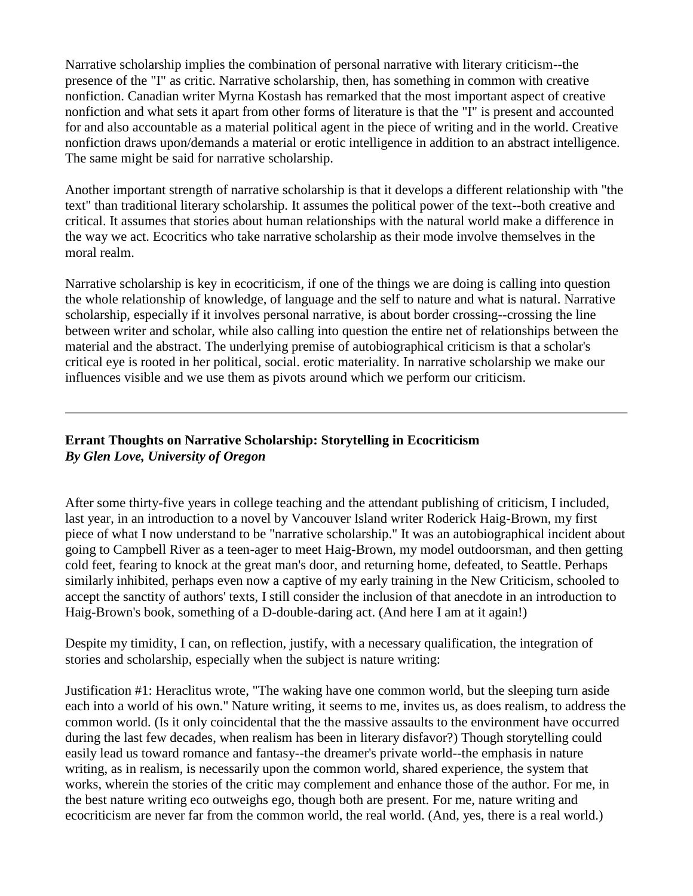Narrative scholarship implies the combination of personal narrative with literary criticism--the presence of the "I" as critic. Narrative scholarship, then, has something in common with creative nonfiction. Canadian writer Myrna Kostash has remarked that the most important aspect of creative nonfiction and what sets it apart from other forms of literature is that the "I" is present and accounted for and also accountable as a material political agent in the piece of writing and in the world. Creative nonfiction draws upon/demands a material or erotic intelligence in addition to an abstract intelligence. The same might be said for narrative scholarship.

Another important strength of narrative scholarship is that it develops a different relationship with "the text" than traditional literary scholarship. It assumes the political power of the text--both creative and critical. It assumes that stories about human relationships with the natural world make a difference in the way we act. Ecocritics who take narrative scholarship as their mode involve themselves in the moral realm.

Narrative scholarship is key in ecocriticism, if one of the things we are doing is calling into question the whole relationship of knowledge, of language and the self to nature and what is natural. Narrative scholarship, especially if it involves personal narrative, is about border crossing--crossing the line between writer and scholar, while also calling into question the entire net of relationships between the material and the abstract. The underlying premise of autobiographical criticism is that a scholar's critical eye is rooted in her political, social. erotic materiality. In narrative scholarship we make our influences visible and we use them as pivots around which we perform our criticism.

---

### Errant Thoughts on Narrative Scholarship: Storytelling in Ecocriticism

***By Glen Love, University of Oregon***

After some thirty-five years in college teaching and the attendant publishing of criticism, I included, last year, in an introduction to a novel by Vancouver Island writer Roderick Haig-Brown, my first piece of what I now understand to be "narrative scholarship." It was an autobiographical incident about going to Campbell River as a teen-ager to meet Haig-Brown, my model outdoorsman, and then getting cold feet, fearing to knock at the great man's door, and returning home, defeated, to Seattle. Perhaps similarly inhibited, perhaps even now a captive of my early training in the New Criticism, schooled to accept the sanctity of authors' texts, I still consider the inclusion of that anecdote in an introduction to Haig-Brown's book, something of a D-double-daring act. (And here I am at it again!)

Despite my timidity, I can, on reflection, justify, with a necessary qualification, the integration of stories and scholarship, especially when the subject is nature writing:

Justification #1: Heraclitus wrote, "The waking have one common world, but the sleeping turn aside each into a world of his own." Nature writing, it seems to me, invites us, as does realism, to address the common world. (Is it only coincidental that the the massive assaults to the environment have occurred during the last few decades, when realism has been in literary disfavor?) Though storytelling could easily lead us toward romance and fantasy--the dreamer's private world--the emphasis in nature writing, as in realism, is necessarily upon the common world, shared experience, the system that works, wherein the stories of the critic may complement and enhance those of the author. For me, in the best nature writing eco outweighs ego, though both are present. For me, nature writing and ecocriticism are never far from the common world, the real world. (And, yes, there is a real world.)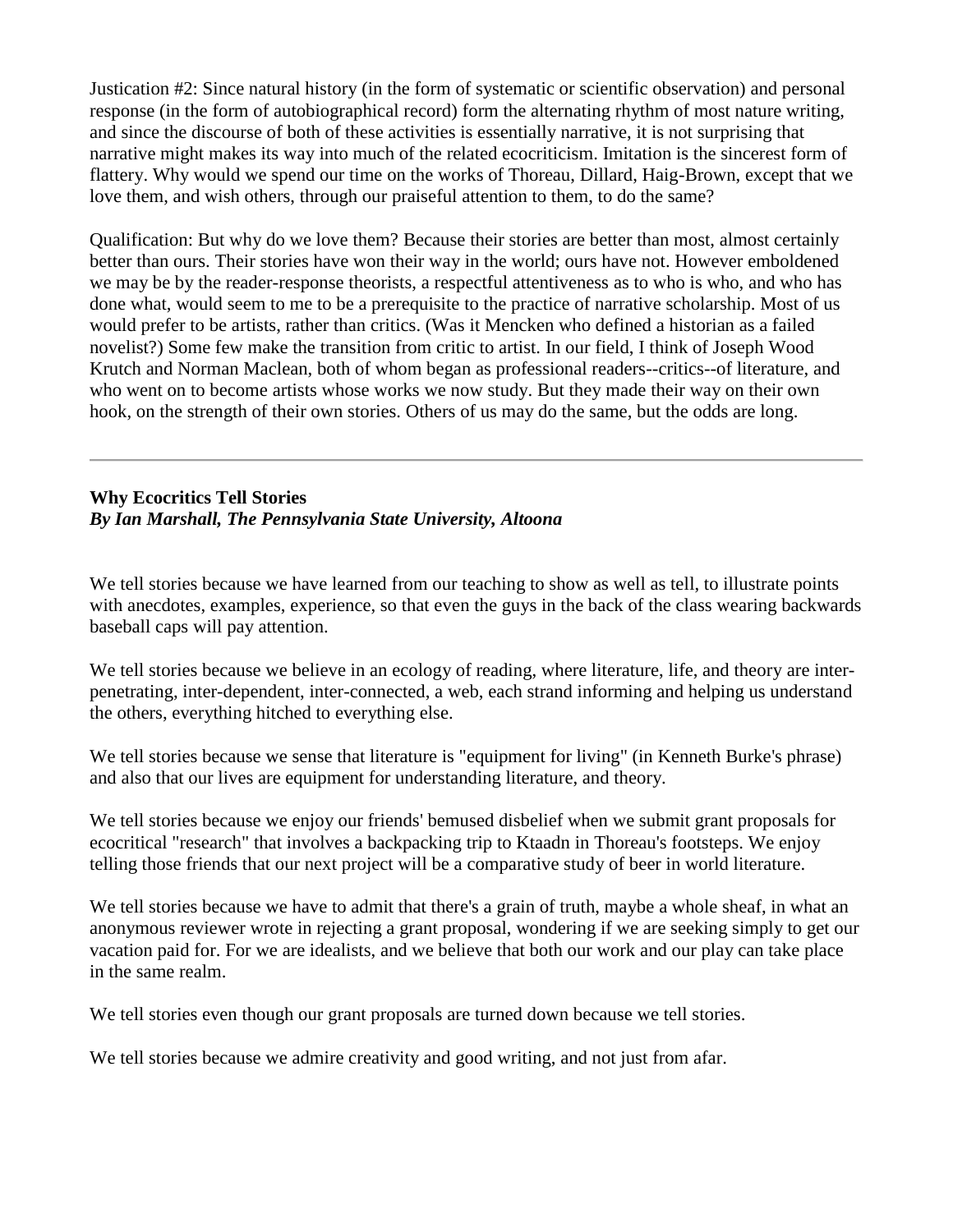Justication #2: Since natural history (in the form of systematic or scientific observation) and personal response (in the form of autobiographical record) form the alternating rhythm of most nature writing, and since the discourse of both of these activities is essentially narrative, it is not surprising that narrative might makes its way into much of the related ecocriticism. Imitation is the sincerest form of flattery. Why would we spend our time on the works of Thoreau, Dillard, Haig-Brown, except that we love them, and wish others, through our praiseful attention to them, to do the same?

Qualification: But why do we love them? Because their stories are better than most, almost certainly better than ours. Their stories have won their way in the world; ours have not. However emboldened we may be by the reader-response theorists, a respectful attentiveness as to who is who, and who has done what, would seem to me to be a prerequisite to the practice of narrative scholarship. Most of us would prefer to be artists, rather than critics. (Was it Mencken who defined a historian as a failed novelist?) Some few make the transition from critic to artist. In our field, I think of Joseph Wood Krutch and Norman Maclean, both of whom began as professional readers--critics--of literature, and who went on to become artists whose works we now study. But they made their way on their own hook, on the strength of their own stories. Others of us may do the same, but the odds are long.

---

## Why Ecocritics Tell Stories

***By Ian Marshall, The Pennsylvania State University, Altoona***

We tell stories because we have learned from our teaching to show as well as tell, to illustrate points with anecdotes, examples, experience, so that even the guys in the back of the class wearing backwards baseball caps will pay attention.

We tell stories because we believe in an ecology of reading, where literature, life, and theory are inter-penetrating, inter-dependent, inter-connected, a web, each strand informing and helping us understand the others, everything hitched to everything else.

We tell stories because we sense that literature is "equipment for living" (in Kenneth Burke's phrase) and also that our lives are equipment for understanding literature, and theory.

We tell stories because we enjoy our friends' bemused disbelief when we submit grant proposals for ecocritical "research" that involves a backpacking trip to Ktaadn in Thoreau's footsteps. We enjoy telling those friends that our next project will be a comparative study of beer in world literature.

We tell stories because we have to admit that there's a grain of truth, maybe a whole sheaf, in what an anonymous reviewer wrote in rejecting a grant proposal, wondering if we are seeking simply to get our vacation paid for. For we are idealists, and we believe that both our work and our play can take place in the same realm.

We tell stories even though our grant proposals are turned down because we tell stories.

We tell stories because we admire creativity and good writing, and not just from afar.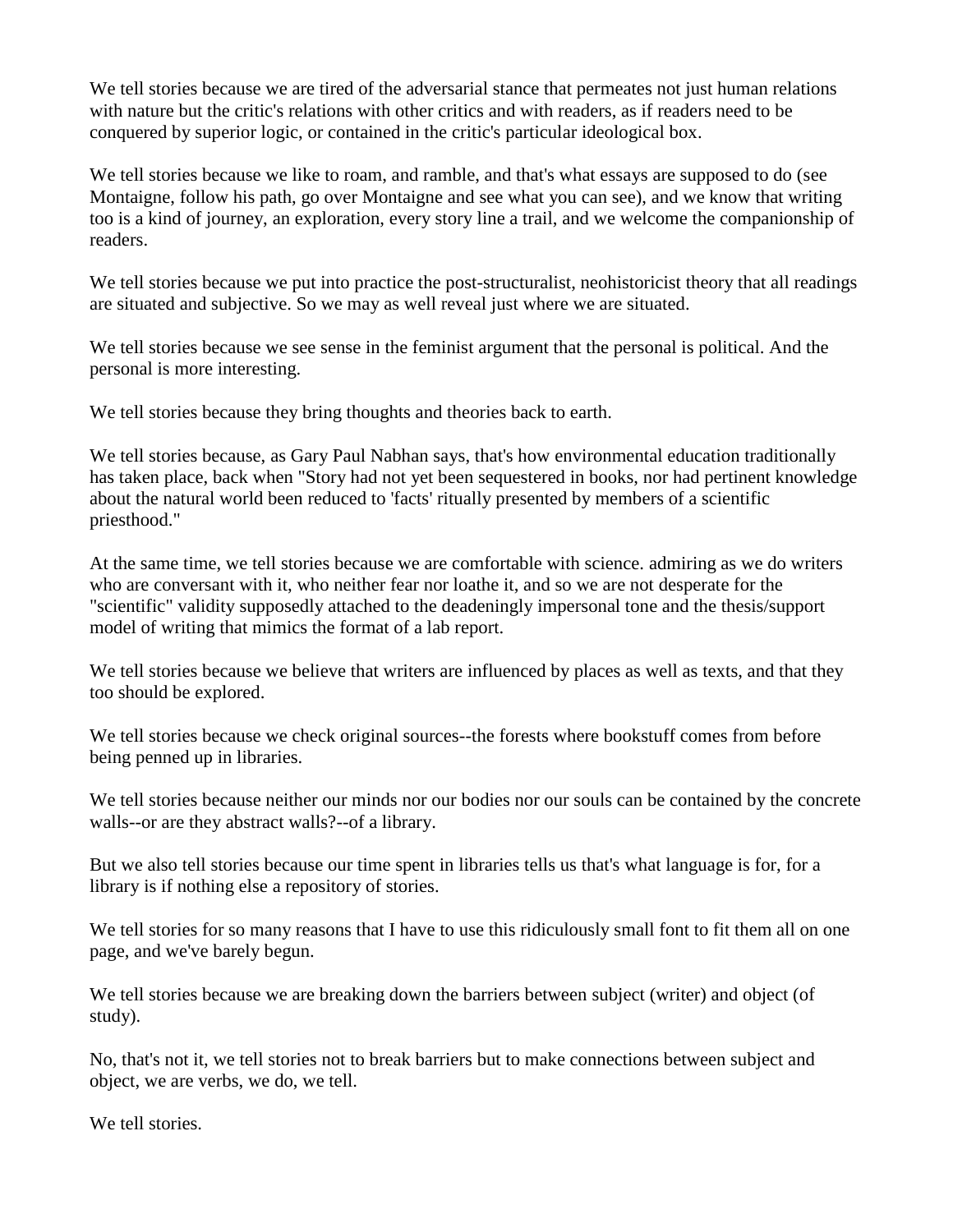We tell stories because we are tired of the adversarial stance that permeates not just human relations with nature but the critic's relations with other critics and with readers, as if readers need to be conquered by superior logic, or contained in the critic's particular ideological box.

We tell stories because we like to roam, and ramble, and that's what essays are supposed to do (see Montaigne, follow his path, go over Montaigne and see what you can see), and we know that writing too is a kind of journey, an exploration, every story line a trail, and we welcome the companionship of readers.

We tell stories because we put into practice the post-structuralist, neohistoricist theory that all readings are situated and subjective. So we may as well reveal just where we are situated.

We tell stories because we see sense in the feminist argument that the personal is political. And the personal is more interesting.

We tell stories because they bring thoughts and theories back to earth.

We tell stories because, as Gary Paul Nabhan says, that's how environmental education traditionally has taken place, back when "Story had not yet been sequestered in books, nor had pertinent knowledge about the natural world been reduced to 'facts' ritually presented by members of a scientific priesthood."

At the same time, we tell stories because we are comfortable with science. admiring as we do writers who are conversant with it, who neither fear nor loathe it, and so we are not desperate for the "scientific" validity supposedly attached to the deadeningly impersonal tone and the thesis/support model of writing that mimics the format of a lab report.

We tell stories because we believe that writers are influenced by places as well as texts, and that they too should be explored.

We tell stories because we check original sources--the forests where bookstuff comes from before being penned up in libraries.

We tell stories because neither our minds nor our bodies nor our souls can be contained by the concrete walls--or are they abstract walls?--of a library.

But we also tell stories because our time spent in libraries tells us that's what language is for, for a library is if nothing else a repository of stories.

We tell stories for so many reasons that I have to use this ridiculously small font to fit them all on one page, and we've barely begun.

We tell stories because we are breaking down the barriers between subject (writer) and object (of study).

No, that's not it, we tell stories not to break barriers but to make connections between subject and object, we are verbs, we do, we tell.

We tell stories.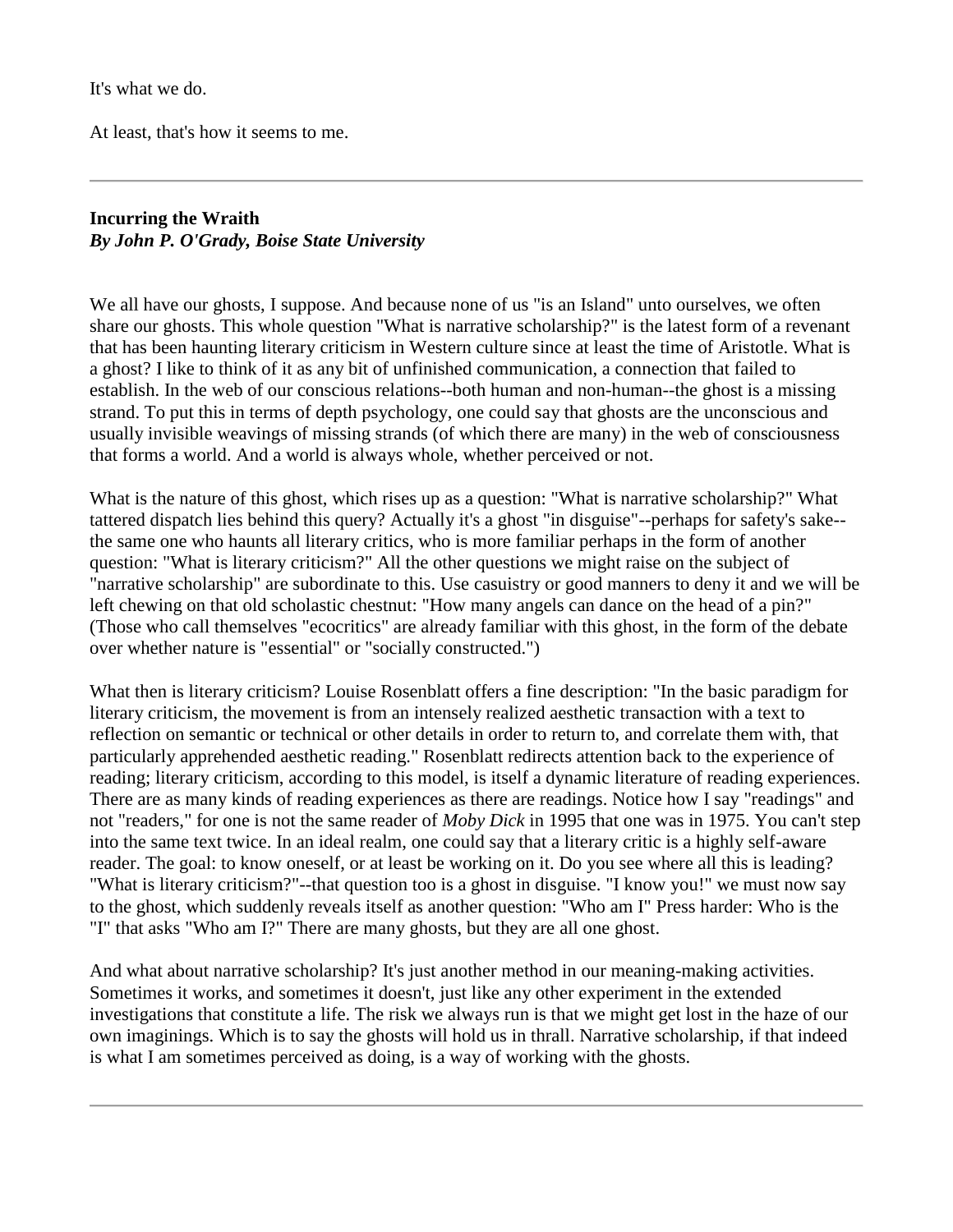It's what we do.

At least, that's how it seems to me.

---

**Incurring the Wraith**
***By John P. O'Grady, Boise State University***

We all have our ghosts, I suppose. And because none of us "is an Island" unto ourselves, we often share our ghosts. This whole question "What is narrative scholarship?" is the latest form of a revenant that has been haunting literary criticism in Western culture since at least the time of Aristotle. What is a ghost? I like to think of it as any bit of unfinished communication, a connection that failed to establish. In the web of our conscious relations--both human and non-human--the ghost is a missing strand. To put this in terms of depth psychology, one could say that ghosts are the unconscious and usually invisible weavings of missing strands (of which there are many) in the web of consciousness that forms a world. And a world is always whole, whether perceived or not.

What is the nature of this ghost, which rises up as a question: "What is narrative scholarship?" What tattered dispatch lies behind this query? Actually it's a ghost "in disguise"--perhaps for safety's sake--the same one who haunts all literary critics, who is more familiar perhaps in the form of another question: "What is literary criticism?" All the other questions we might raise on the subject of "narrative scholarship" are subordinate to this. Use casuistry or good manners to deny it and we will be left chewing on that old scholastic chestnut: "How many angels can dance on the head of a pin?" (Those who call themselves "ecocritics" are already familiar with this ghost, in the form of the debate over whether nature is "essential" or "socially constructed.")

What then is literary criticism? Louise Rosenblatt offers a fine description: "In the basic paradigm for literary criticism, the movement is from an intensely realized aesthetic transaction with a text to reflection on semantic or technical or other details in order to return to, and correlate them with, that particularly apprehended aesthetic reading." Rosenblatt redirects attention back to the experience of reading; literary criticism, according to this model, is itself a dynamic literature of reading experiences. There are as many kinds of reading experiences as there are readings. Notice how I say "readings" and not "readers," for one is not the same reader of *Moby Dick* in 1995 that one was in 1975. You can't step into the same text twice. In an ideal realm, one could say that a literary critic is a highly self-aware reader. The goal: to know oneself, or at least be working on it. Do you see where all this is leading? "What is literary criticism?"--that question too is a ghost in disguise. "I know you!" we must now say to the ghost, which suddenly reveals itself as another question: "Who am I" Press harder: Who is the "I" that asks "Who am I?" There are many ghosts, but they are all one ghost.

And what about narrative scholarship? It's just another method in our meaning-making activities. Sometimes it works, and sometimes it doesn't, just like any other experiment in the extended investigations that constitute a life. The risk we always run is that we might get lost in the haze of our own imaginings. Which is to say the ghosts will hold us in thrall. Narrative scholarship, if that indeed is what I am sometimes perceived as doing, is a way of working with the ghosts.

---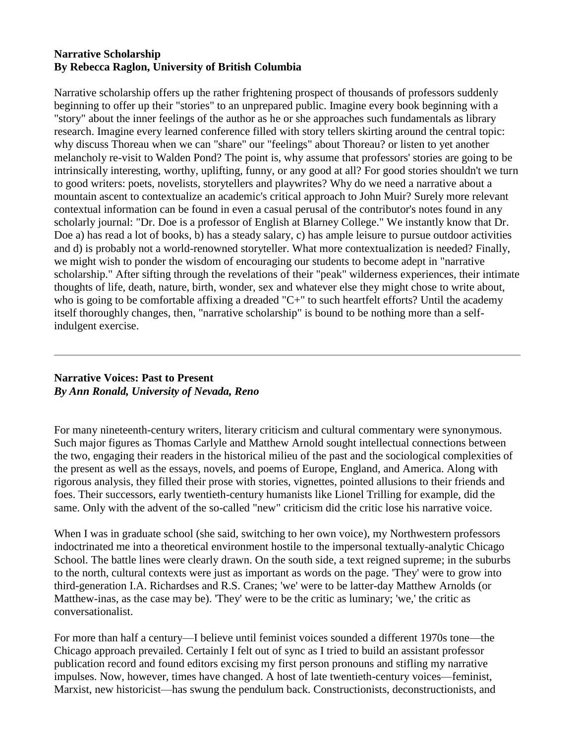**Narrative Scholarship**
**By Rebecca Raglon, University of British Columbia**

Narrative scholarship offers up the rather frightening prospect of thousands of professors suddenly beginning to offer up their "stories" to an unprepared public. Imagine every book beginning with a "story" about the inner feelings of the author as he or she approaches such fundamentals as library research. Imagine every learned conference filled with story tellers skirting around the central topic: why discuss Thoreau when we can "share" our "feelings" about Thoreau? or listen to yet another melancholy re-visit to Walden Pond? The point is, why assume that professors' stories are going to be intrinsically interesting, worthy, uplifting, funny, or any good at all? For good stories shouldn't we turn to good writers: poets, novelists, storytellers and playwrites? Why do we need a narrative about a mountain ascent to contextualize an academic's critical approach to John Muir? Surely more relevant contextual information can be found in even a casual perusal of the contributor's notes found in any scholarly journal: "Dr. Doe is a professor of English at Blarney College." We instantly know that Dr. Doe a) has read a lot of books, b) has a steady salary, c) has ample leisure to pursue outdoor activities and d) is probably not a world-renowned storyteller. What more contextualization is needed? Finally, we might wish to ponder the wisdom of encouraging our students to become adept in "narrative scholarship." After sifting through the revelations of their "peak" wilderness experiences, their intimate thoughts of life, death, nature, birth, wonder, sex and whatever else they might chose to write about, who is going to be comfortable affixing a dreaded "C+" to such heartfelt efforts? Until the academy itself thoroughly changes, then, "narrative scholarship" is bound to be nothing more than a self-indulgent exercise.

---

**Narrative Voices: Past to Present**
***By Ann Ronald, University of Nevada, Reno***

For many nineteenth-century writers, literary criticism and cultural commentary were synonymous. Such major figures as Thomas Carlyle and Matthew Arnold sought intellectual connections between the two, engaging their readers in the historical milieu of the past and the sociological complexities of the present as well as the essays, novels, and poems of Europe, England, and America. Along with rigorous analysis, they filled their prose with stories, vignettes, pointed allusions to their friends and foes. Their successors, early twentieth-century humanists like Lionel Trilling for example, did the same. Only with the advent of the so-called "new" criticism did the critic lose his narrative voice.

When I was in graduate school (she said, switching to her own voice), my Northwestern professors indoctrinated me into a theoretical environment hostile to the impersonal textually-analytic Chicago School. The battle lines were clearly drawn. On the south side, a text reigned supreme; in the suburbs to the north, cultural contexts were just as important as words on the page. 'They' were to grow into third-generation I.A. Richardses and R.S. Cranes; 'we' were to be latter-day Matthew Arnolds (or Matthew-inas, as the case may be). 'They' were to be the critic as luminary; 'we,' the critic as conversationalist.

For more than half a century—I believe until feminist voices sounded a different 1970s tone—the Chicago approach prevailed. Certainly I felt out of sync as I tried to build an assistant professor publication record and found editors excising my first person pronouns and stifling my narrative impulses. Now, however, times have changed. A host of late twentieth-century voices—feminist, Marxist, new historicist—has swung the pendulum back. Constructionists, deconstructionists, and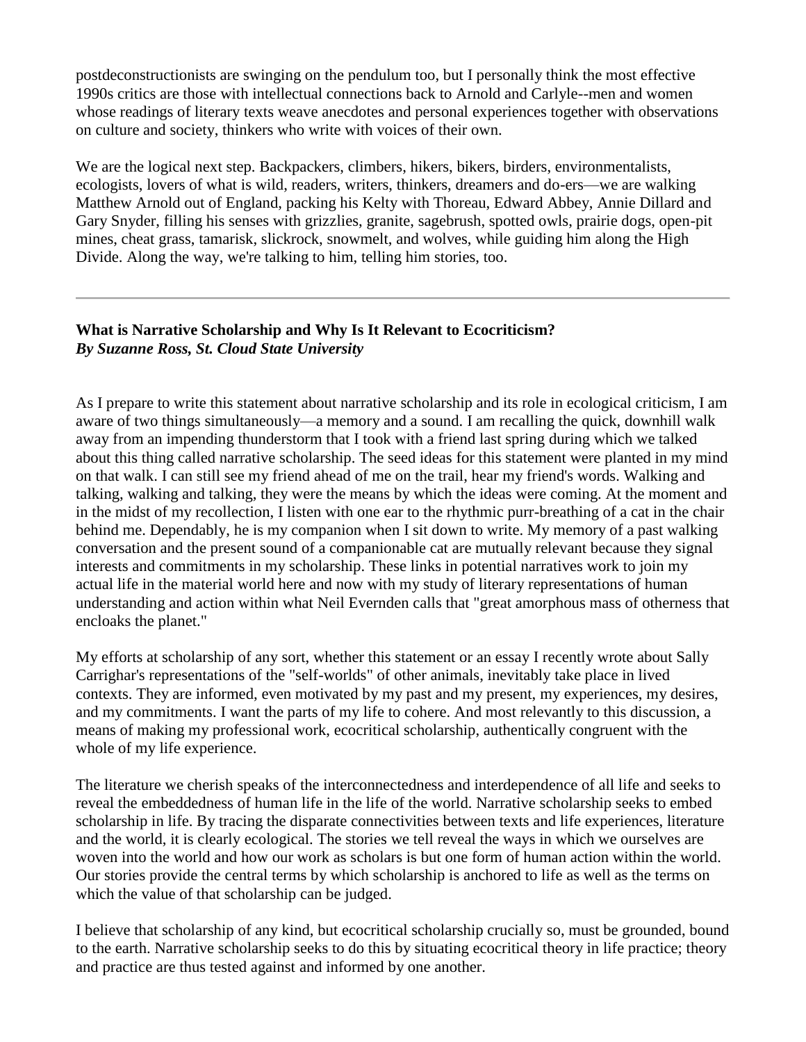postdeconstructionists are swinging on the pendulum too, but I personally think the most effective 1990s critics are those with intellectual connections back to Arnold and Carlyle--men and women whose readings of literary texts weave anecdotes and personal experiences together with observations on culture and society, thinkers who write with voices of their own.

We are the logical next step. Backpackers, climbers, hikers, bikers, birders, environmentalists, ecologists, lovers of what is wild, readers, writers, thinkers, dreamers and do-ers—we are walking Matthew Arnold out of England, packing his Kelty with Thoreau, Edward Abbey, Annie Dillard and Gary Snyder, filling his senses with grizzlies, granite, sagebrush, spotted owls, prairie dogs, open-pit mines, cheat grass, tamarisk, slickrock, snowmelt, and wolves, while guiding him along the High Divide. Along the way, we're talking to him, telling him stories, too.

---

**What is Narrative Scholarship and Why Is It Relevant to Ecocriticism?**
***By Suzanne Ross, St. Cloud State University***

As I prepare to write this statement about narrative scholarship and its role in ecological criticism, I am aware of two things simultaneously—a memory and a sound. I am recalling the quick, downhill walk away from an impending thunderstorm that I took with a friend last spring during which we talked about this thing called narrative scholarship. The seed ideas for this statement were planted in my mind on that walk. I can still see my friend ahead of me on the trail, hear my friend's words. Walking and talking, walking and talking, they were the means by which the ideas were coming. At the moment and in the midst of my recollection, I listen with one ear to the rhythmic purr-breathing of a cat in the chair behind me. Dependably, he is my companion when I sit down to write. My memory of a past walking conversation and the present sound of a companionable cat are mutually relevant because they signal interests and commitments in my scholarship. These links in potential narratives work to join my actual life in the material world here and now with my study of literary representations of human understanding and action within what Neil Evernden calls that "great amorphous mass of otherness that encloaks the planet."

My efforts at scholarship of any sort, whether this statement or an essay I recently wrote about Sally Carrighar's representations of the "self-worlds" of other animals, inevitably take place in lived contexts. They are informed, even motivated by my past and my present, my experiences, my desires, and my commitments. I want the parts of my life to cohere. And most relevantly to this discussion, a means of making my professional work, ecocritical scholarship, authentically congruent with the whole of my life experience.

The literature we cherish speaks of the interconnectedness and interdependence of all life and seeks to reveal the embeddedness of human life in the life of the world. Narrative scholarship seeks to embed scholarship in life. By tracing the disparate connectivities between texts and life experiences, literature and the world, it is clearly ecological. The stories we tell reveal the ways in which we ourselves are woven into the world and how our work as scholars is but one form of human action within the world. Our stories provide the central terms by which scholarship is anchored to life as well as the terms on which the value of that scholarship can be judged.

I believe that scholarship of any kind, but ecocritical scholarship crucially so, must be grounded, bound to the earth. Narrative scholarship seeks to do this by situating ecocritical theory in life practice; theory and practice are thus tested against and informed by one another.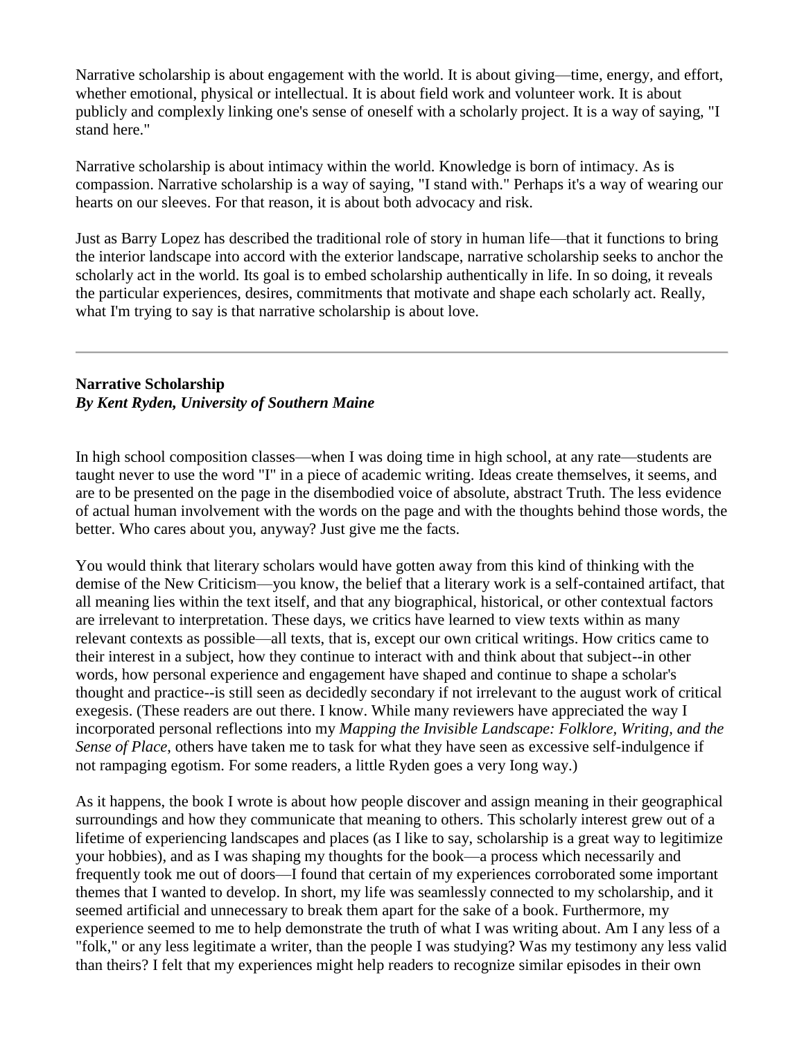Narrative scholarship is about engagement with the world. It is about giving—time, energy, and effort, whether emotional, physical or intellectual. It is about field work and volunteer work. It is about publicly and complexly linking one's sense of oneself with a scholarly project. It is a way of saying, "I stand here."

Narrative scholarship is about intimacy within the world. Knowledge is born of intimacy. As is compassion. Narrative scholarship is a way of saying, "I stand with." Perhaps it's a way of wearing our hearts on our sleeves. For that reason, it is about both advocacy and risk.

Just as Barry Lopez has described the traditional role of story in human life—that it functions to bring the interior landscape into accord with the exterior landscape, narrative scholarship seeks to anchor the scholarly act in the world. Its goal is to embed scholarship authentically in life. In so doing, it reveals the particular experiences, desires, commitments that motivate and shape each scholarly act. Really, what I'm trying to say is that narrative scholarship is about love.

---

**Narrative Scholarship**
***By Kent Ryden, University of Southern Maine***

In high school composition classes—when I was doing time in high school, at any rate—students are taught never to use the word "I" in a piece of academic writing. Ideas create themselves, it seems, and are to be presented on the page in the disembodied voice of absolute, abstract Truth. The less evidence of actual human involvement with the words on the page and with the thoughts behind those words, the better. Who cares about you, anyway? Just give me the facts.

You would think that literary scholars would have gotten away from this kind of thinking with the demise of the New Criticism—you know, the belief that a literary work is a self-contained artifact, that all meaning lies within the text itself, and that any biographical, historical, or other contextual factors are irrelevant to interpretation. These days, we critics have learned to view texts within as many relevant contexts as possible—all texts, that is, except our own critical writings. How critics came to their interest in a subject, how they continue to interact with and think about that subject--in other words, how personal experience and engagement have shaped and continue to shape a scholar's thought and practice--is still seen as decidedly secondary if not irrelevant to the august work of critical exegesis. (These readers are out there. I know. While many reviewers have appreciated the way I incorporated personal reflections into my *Mapping the Invisible Landscape: Folklore, Writing, and the Sense of Place*, others have taken me to task for what they have seen as excessive self-indulgence if not rampaging egotism. For some readers, a little Ryden goes a very long way.)

As it happens, the book I wrote is about how people discover and assign meaning in their geographical surroundings and how they communicate that meaning to others. This scholarly interest grew out of a lifetime of experiencing landscapes and places (as I like to say, scholarship is a great way to legitimize your hobbies), and as I was shaping my thoughts for the book—a process which necessarily and frequently took me out of doors—I found that certain of my experiences corroborated some important themes that I wanted to develop. In short, my life was seamlessly connected to my scholarship, and it seemed artificial and unnecessary to break them apart for the sake of a book. Furthermore, my experience seemed to me to help demonstrate the truth of what I was writing about. Am I any less of a "folk," or any less legitimate a writer, than the people I was studying? Was my testimony any less valid than theirs? I felt that my experiences might help readers to recognize similar episodes in their own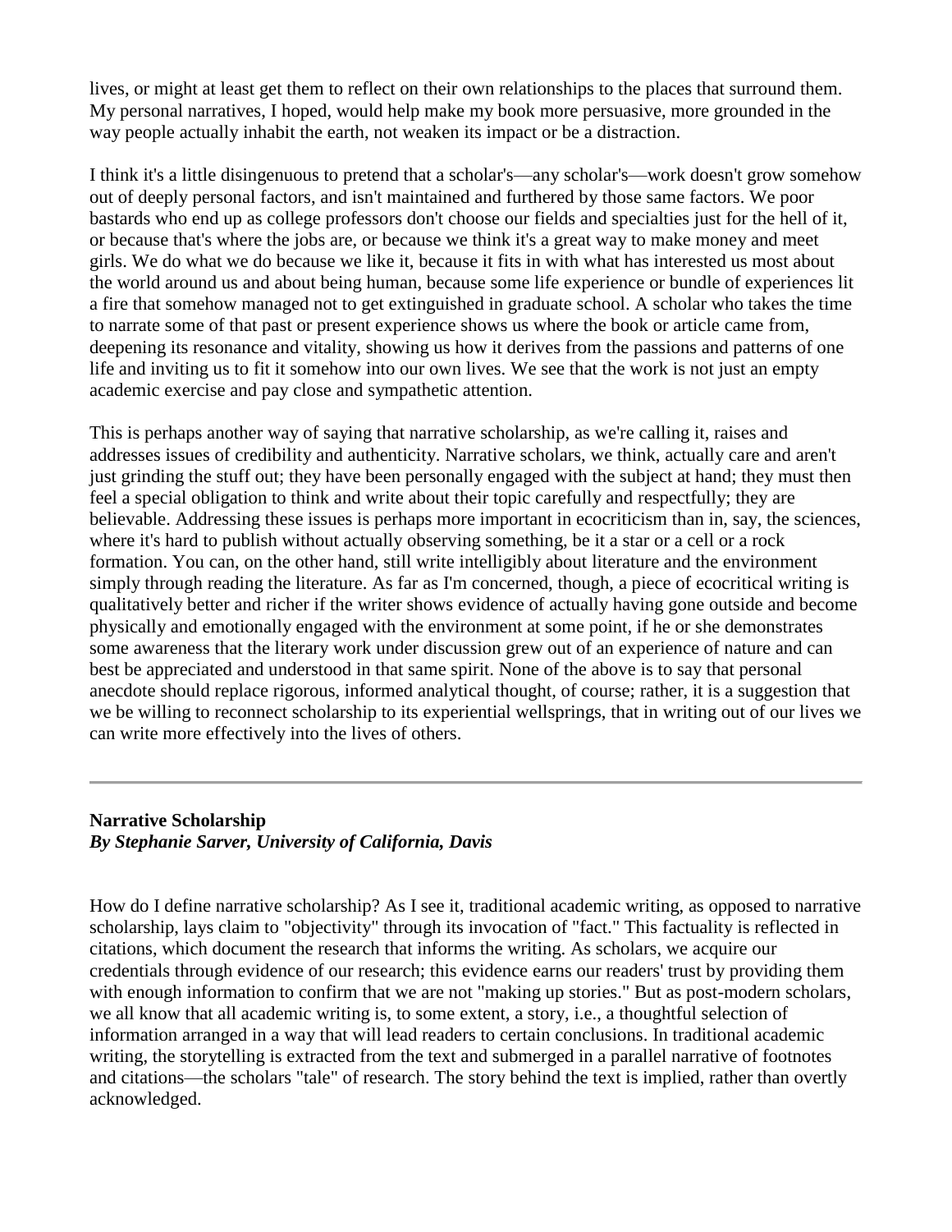lives, or might at least get them to reflect on their own relationships to the places that surround them. My personal narratives, I hoped, would help make my book more persuasive, more grounded in the way people actually inhabit the earth, not weaken its impact or be a distraction.

I think it's a little disingenuous to pretend that a scholar's—any scholar's—work doesn't grow somehow out of deeply personal factors, and isn't maintained and furthered by those same factors. We poor bastards who end up as college professors don't choose our fields and specialties just for the hell of it, or because that's where the jobs are, or because we think it's a great way to make money and meet girls. We do what we do because we like it, because it fits in with what has interested us most about the world around us and about being human, because some life experience or bundle of experiences lit a fire that somehow managed not to get extinguished in graduate school. A scholar who takes the time to narrate some of that past or present experience shows us where the book or article came from, deepening its resonance and vitality, showing us how it derives from the passions and patterns of one life and inviting us to fit it somehow into our own lives. We see that the work is not just an empty academic exercise and pay close and sympathetic attention.

This is perhaps another way of saying that narrative scholarship, as we're calling it, raises and addresses issues of credibility and authenticity. Narrative scholars, we think, actually care and aren't just grinding the stuff out; they have been personally engaged with the subject at hand; they must then feel a special obligation to think and write about their topic carefully and respectfully; they are believable. Addressing these issues is perhaps more important in ecocriticism than in, say, the sciences, where it's hard to publish without actually observing something, be it a star or a cell or a rock formation. You can, on the other hand, still write intelligibly about literature and the environment simply through reading the literature. As far as I'm concerned, though, a piece of ecocritical writing is qualitatively better and richer if the writer shows evidence of actually having gone outside and become physically and emotionally engaged with the environment at some point, if he or she demonstrates some awareness that the literary work under discussion grew out of an experience of nature and can best be appreciated and understood in that same spirit. None of the above is to say that personal anecdote should replace rigorous, informed analytical thought, of course; rather, it is a suggestion that we be willing to reconnect scholarship to its experiential wellsprings, that in writing out of our lives we can write more effectively into the lives of others.

---

**Narrative Scholarship**
***By Stephanie Sarver, University of California, Davis***

How do I define narrative scholarship? As I see it, traditional academic writing, as opposed to narrative scholarship, lays claim to "objectivity" through its invocation of "fact." This factuality is reflected in citations, which document the research that informs the writing. As scholars, we acquire our credentials through evidence of our research; this evidence earns our readers' trust by providing them with enough information to confirm that we are not "making up stories." But as post-modern scholars, we all know that all academic writing is, to some extent, a story, i.e., a thoughtful selection of information arranged in a way that will lead readers to certain conclusions. In traditional academic writing, the storytelling is extracted from the text and submerged in a parallel narrative of footnotes and citations—the scholars "tale" of research. The story behind the text is implied, rather than overtly acknowledged.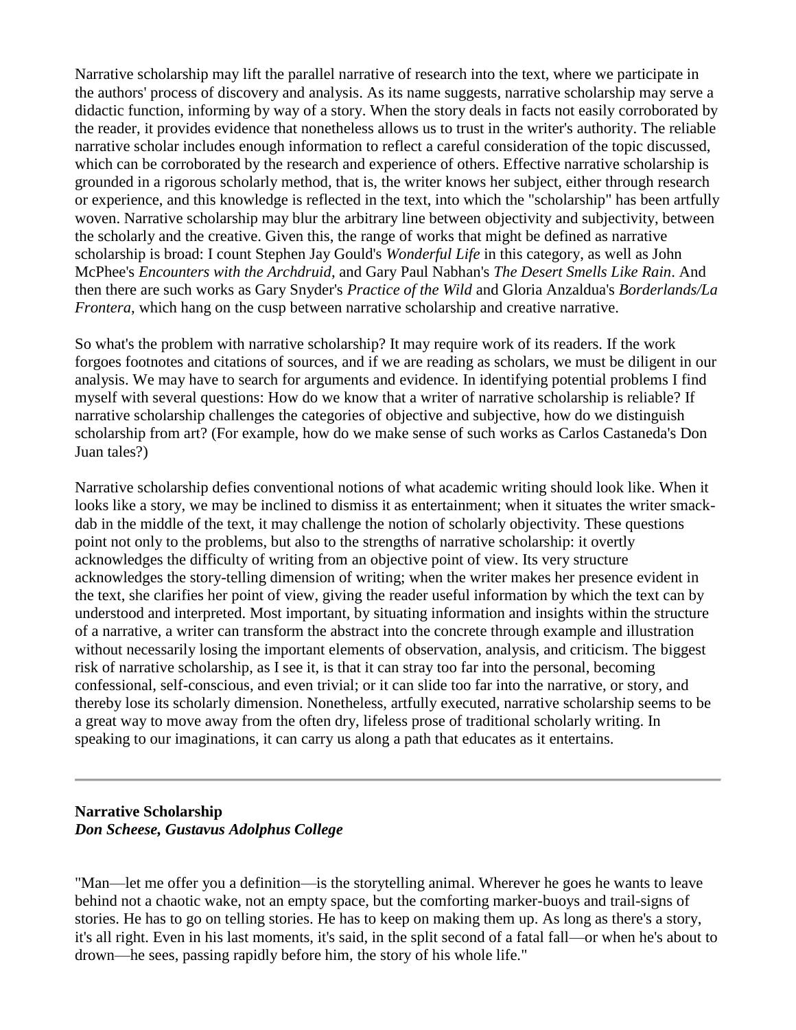Narrative scholarship may lift the parallel narrative of research into the text, where we participate in the authors' process of discovery and analysis. As its name suggests, narrative scholarship may serve a didactic function, informing by way of a story. When the story deals in facts not easily corroborated by the reader, it provides evidence that nonetheless allows us to trust in the writer's authority. The reliable narrative scholar includes enough information to reflect a careful consideration of the topic discussed, which can be corroborated by the research and experience of others. Effective narrative scholarship is grounded in a rigorous scholarly method, that is, the writer knows her subject, either through research or experience, and this knowledge is reflected in the text, into which the "scholarship" has been artfully woven. Narrative scholarship may blur the arbitrary line between objectivity and subjectivity, between the scholarly and the creative. Given this, the range of works that might be defined as narrative scholarship is broad: I count Stephen Jay Gould's *Wonderful Life* in this category, as well as John McPhee's *Encounters with the Archdruid*, and Gary Paul Nabhan's *The Desert Smells Like Rain*. And then there are such works as Gary Snyder's *Practice of the Wild* and Gloria Anzaldua's *Borderlands/La Frontera*, which hang on the cusp between narrative scholarship and creative narrative.

So what's the problem with narrative scholarship? It may require work of its readers. If the work forgoes footnotes and citations of sources, and if we are reading as scholars, we must be diligent in our analysis. We may have to search for arguments and evidence. In identifying potential problems I find myself with several questions: How do we know that a writer of narrative scholarship is reliable? If narrative scholarship challenges the categories of objective and subjective, how do we distinguish scholarship from art? (For example, how do we make sense of such works as Carlos Castaneda's Don Juan tales?)

Narrative scholarship defies conventional notions of what academic writing should look like. When it looks like a story, we may be inclined to dismiss it as entertainment; when it situates the writer smack-dab in the middle of the text, it may challenge the notion of scholarly objectivity. These questions point not only to the problems, but also to the strengths of narrative scholarship: it overtly acknowledges the difficulty of writing from an objective point of view. Its very structure acknowledges the story-telling dimension of writing; when the writer makes her presence evident in the text, she clarifies her point of view, giving the reader useful information by which the text can by understood and interpreted. Most important, by situating information and insights within the structure of a narrative, a writer can transform the abstract into the concrete through example and illustration without necessarily losing the important elements of observation, analysis, and criticism. The biggest risk of narrative scholarship, as I see it, is that it can stray too far into the personal, becoming confessional, self-conscious, and even trivial; or it can slide too far into the narrative, or story, and thereby lose its scholarly dimension. Nonetheless, artfully executed, narrative scholarship seems to be a great way to move away from the often dry, lifeless prose of traditional scholarly writing. In speaking to our imaginations, it can carry us along a path that educates as it entertains.

---

**Narrative Scholarship**
***Don Scheese, Gustavus Adolphus College***

"Man—let me offer you a definition—is the storytelling animal. Wherever he goes he wants to leave behind not a chaotic wake, not an empty space, but the comforting marker-buoys and trail-signs of stories. He has to go on telling stories. He has to keep on making them up. As long as there's a story, it's all right. Even in his last moments, it's said, in the split second of a fatal fall—or when he's about to drown—he sees, passing rapidly before him, the story of his whole life."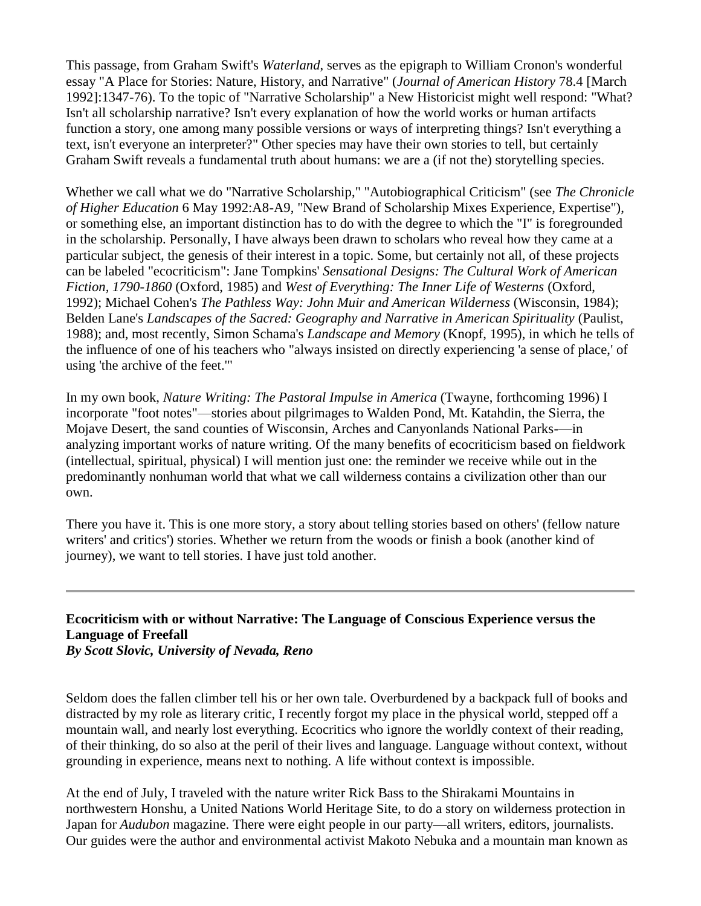This passage, from Graham Swift's *Waterland*, serves as the epigraph to William Cronon's wonderful essay "A Place for Stories: Nature, History, and Narrative" (*Journal of American History* 78.4 [March 1992]:1347-76). To the topic of "Narrative Scholarship" a New Historicist might well respond: "What? Isn't all scholarship narrative? Isn't every explanation of how the world works or human artifacts function a story, one among many possible versions or ways of interpreting things? Isn't everything a text, isn't everyone an interpreter?" Other species may have their own stories to tell, but certainly Graham Swift reveals a fundamental truth about humans: we are a (if not the) storytelling species.

Whether we call what we do "Narrative Scholarship," "Autobiographical Criticism" (see *The Chronicle of Higher Education* 6 May 1992:A8-A9, "New Brand of Scholarship Mixes Experience, Expertise"), or something else, an important distinction has to do with the degree to which the "I" is foregrounded in the scholarship. Personally, I have always been drawn to scholars who reveal how they came at a particular subject, the genesis of their interest in a topic. Some, but certainly not all, of these projects can be labeled "ecocriticism": Jane Tompkins' *Sensational Designs: The Cultural Work of American Fiction, 1790-1860* (Oxford, 1985) and *West of Everything: The Inner Life of Westerns* (Oxford, 1992); Michael Cohen's *The Pathless Way: John Muir and American Wilderness* (Wisconsin, 1984); Belden Lane's *Landscapes of the Sacred: Geography and Narrative in American Spirituality* (Paulist, 1988); and, most recently, Simon Schama's *Landscape and Memory* (Knopf, 1995), in which he tells of the influence of one of his teachers who "always insisted on directly experiencing 'a sense of place,' of using 'the archive of the feet.'"

In my own book, *Nature Writing: The Pastoral Impulse in America* (Twayne, forthcoming 1996) I incorporate "foot notes"—stories about pilgrimages to Walden Pond, Mt. Katahdin, the Sierra, the Mojave Desert, the sand counties of Wisconsin, Arches and Canyonlands National Parks-—in analyzing important works of nature writing. Of the many benefits of ecocriticism based on fieldwork (intellectual, spiritual, physical) I will mention just one: the reminder we receive while out in the predominantly nonhuman world that what we call wilderness contains a civilization other than our own.

There you have it. This is one more story, a story about telling stories based on others' (fellow nature writers' and critics') stories. Whether we return from the woods or finish a book (another kind of journey), we want to tell stories. I have just told another.

---

**Ecocriticism with or without Narrative: The Language of Conscious Experience versus the Language of Freefall**
***By Scott Slovic, University of Nevada, Reno***

Seldom does the fallen climber tell his or her own tale. Overburdened by a backpack full of books and distracted by my role as literary critic, I recently forgot my place in the physical world, stepped off a mountain wall, and nearly lost everything. Ecocritics who ignore the worldly context of their reading, of their thinking, do so also at the peril of their lives and language. Language without context, without grounding in experience, means next to nothing. A life without context is impossible.

At the end of July, I traveled with the nature writer Rick Bass to the Shirakami Mountains in northwestern Honshu, a United Nations World Heritage Site, to do a story on wilderness protection in Japan for *Audubon* magazine. There were eight people in our party—all writers, editors, journalists. Our guides were the author and environmental activist Makoto Nebuka and a mountain man known as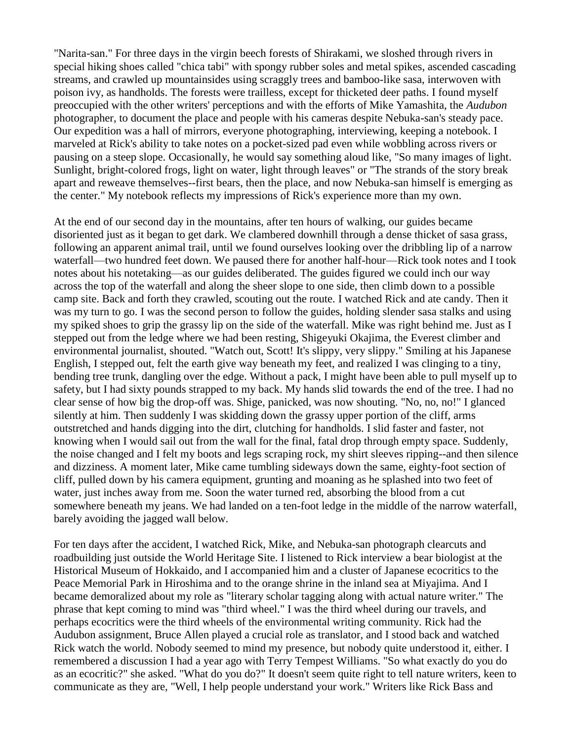"Narita-san." For three days in the virgin beech forests of Shirakami, we sloshed through rivers in special hiking shoes called "chica tabi" with spongy rubber soles and metal spikes, ascended cascading streams, and crawled up mountainsides using scraggly trees and bamboo-like sasa, interwoven with poison ivy, as handholds. The forests were trailless, except for thicketed deer paths. I found myself preoccupied with the other writers' perceptions and with the efforts of Mike Yamashita, the *Audubon* photographer, to document the place and people with his cameras despite Nebuka-san's steady pace. Our expedition was a hall of mirrors, everyone photographing, interviewing, keeping a notebook. I marveled at Rick's ability to take notes on a pocket-sized pad even while wobbling across rivers or pausing on a steep slope. Occasionally, he would say something aloud like, "So many images of light. Sunlight, bright-colored frogs, light on water, light through leaves" or "The strands of the story break apart and reweave themselves--first bears, then the place, and now Nebuka-san himself is emerging as the center." My notebook reflects my impressions of Rick's experience more than my own.

At the end of our second day in the mountains, after ten hours of walking, our guides became disoriented just as it began to get dark. We clambered downhill through a dense thicket of sasa grass, following an apparent animal trail, until we found ourselves looking over the dribbling lip of a narrow waterfall—two hundred feet down. We paused there for another half-hour—Rick took notes and I took notes about his notetaking—as our guides deliberated. The guides figured we could inch our way across the top of the waterfall and along the sheer slope to one side, then climb down to a possible camp site. Back and forth they crawled, scouting out the route. I watched Rick and ate candy. Then it was my turn to go. I was the second person to follow the guides, holding slender sasa stalks and using my spiked shoes to grip the grassy lip on the side of the waterfall. Mike was right behind me. Just as I stepped out from the ledge where we had been resting, Shigeyuki Okajima, the Everest climber and environmental journalist, shouted. "Watch out, Scott! It's slippy, very slippy." Smiling at his Japanese English, I stepped out, felt the earth give way beneath my feet, and realized I was clinging to a tiny, bending tree trunk, dangling over the edge. Without a pack, I might have been able to pull myself up to safety, but I had sixty pounds strapped to my back. My hands slid towards the end of the tree. I had no clear sense of how big the drop-off was. Shige, panicked, was now shouting. "No, no, no!" I glanced silently at him. Then suddenly I was skidding down the grassy upper portion of the cliff, arms outstretched and hands digging into the dirt, clutching for handholds. I slid faster and faster, not knowing when I would sail out from the wall for the final, fatal drop through empty space. Suddenly, the noise changed and I felt my boots and legs scraping rock, my shirt sleeves ripping--and then silence and dizziness. A moment later, Mike came tumbling sideways down the same, eighty-foot section of cliff, pulled down by his camera equipment, grunting and moaning as he splashed into two feet of water, just inches away from me. Soon the water turned red, absorbing the blood from a cut somewhere beneath my jeans. We had landed on a ten-foot ledge in the middle of the narrow waterfall, barely avoiding the jagged wall below.

For ten days after the accident, I watched Rick, Mike, and Nebuka-san photograph clearcuts and roadbuilding just outside the World Heritage Site. I listened to Rick interview a bear biologist at the Historical Museum of Hokkaido, and I accompanied him and a cluster of Japanese ecocritics to the Peace Memorial Park in Hiroshima and to the orange shrine in the inland sea at Miyajima. And I became demoralized about my role as "literary scholar tagging along with actual nature writer." The phrase that kept coming to mind was "third wheel." I was the third wheel during our travels, and perhaps ecocritics were the third wheels of the environmental writing community. Rick had the Audubon assignment, Bruce Allen played a crucial role as translator, and I stood back and watched Rick watch the world. Nobody seemed to mind my presence, but nobody quite understood it, either. I remembered a discussion I had a year ago with Terry Tempest Williams. "So what exactly do you do as an ecocritic?" she asked. "What do you do?" It doesn't seem quite right to tell nature writers, keen to communicate as they are, "Well, I help people understand your work." Writers like Rick Bass and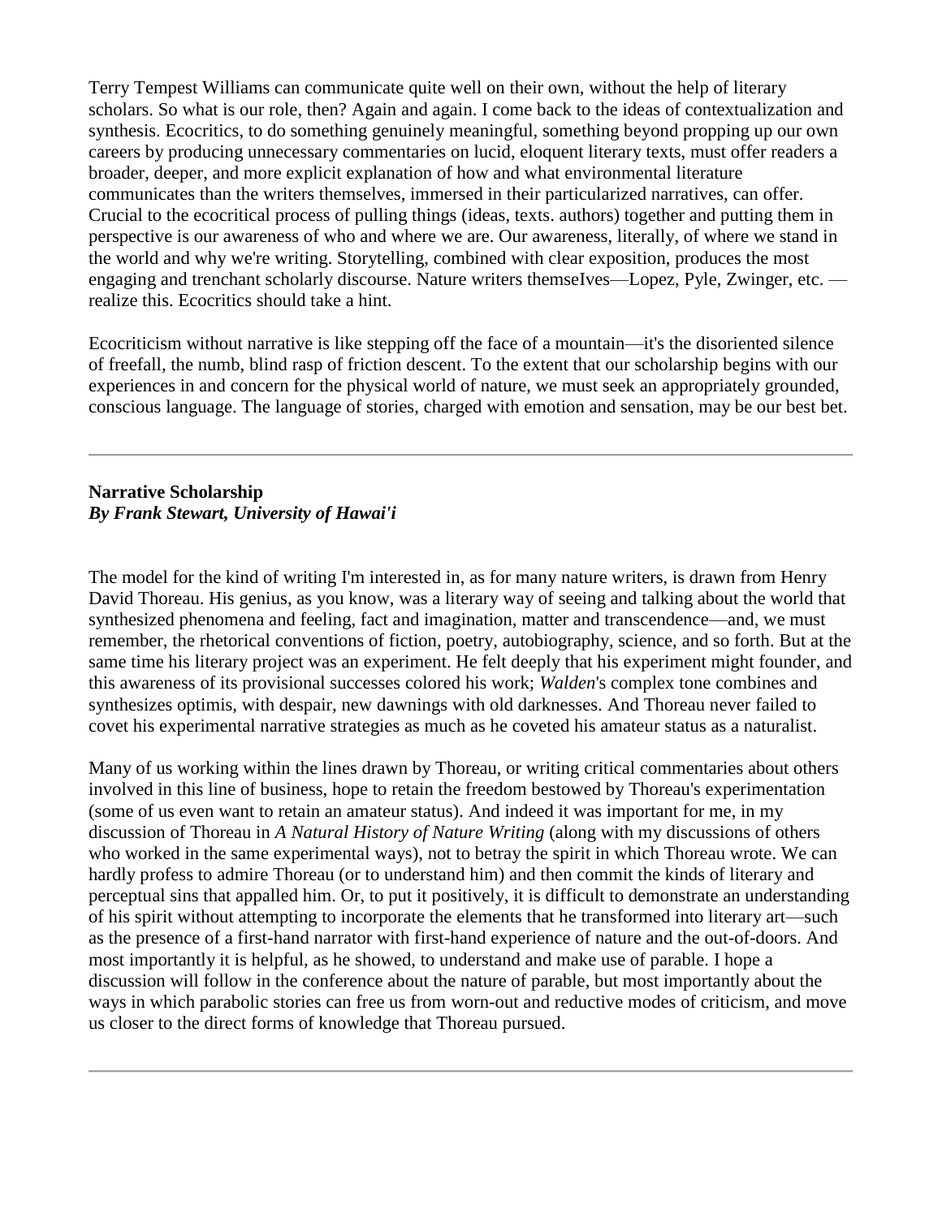Terry Tempest Williams can communicate quite well on their own, without the help of literary scholars. So what is our role, then? Again and again. I come back to the ideas of contextualization and synthesis. Ecocritics, to do something genuinely meaningful, something beyond propping up our own careers by producing unnecessary commentaries on lucid, eloquent literary texts, must offer readers a broader, deeper, and more explicit explanation of how and what environmental literature communicates than the writers themselves, immersed in their particularized narratives, can offer. Crucial to the ecocritical process of pulling things (ideas, texts. authors) together and putting them in perspective is our awareness of who and where we are. Our awareness, literally, of where we stand in the world and why we're writing. Storytelling, combined with clear exposition, produces the most engaging and trenchant scholarly discourse. Nature writers themseIves—Lopez, Pyle, Zwinger, etc. — realize this. Ecocritics should take a hint.

Ecocriticism without narrative is like stepping off the face of a mountain—it's the disoriented silence of freefall, the numb, blind rasp of friction descent. To the extent that our scholarship begins with our experiences in and concern for the physical world of nature, we must seek an appropriately grounded, conscious language. The language of stories, charged with emotion and sensation, may be our best bet.

---

**Narrative Scholarship**
***By Frank Stewart, University of Hawai'i***

The model for the kind of writing I'm interested in, as for many nature writers, is drawn from Henry David Thoreau. His genius, as you know, was a literary way of seeing and talking about the world that synthesized phenomena and feeling, fact and imagination, matter and transcendence—and, we must remember, the rhetorical conventions of fiction, poetry, autobiography, science, and so forth. But at the same time his literary project was an experiment. He felt deeply that his experiment might founder, and this awareness of its provisional successes colored his work; *Walden*'s complex tone combines and synthesizes optimis, with despair, new dawnings with old darknesses. And Thoreau never failed to covet his experimental narrative strategies as much as he coveted his amateur status as a naturalist.

Many of us working within the lines drawn by Thoreau, or writing critical commentaries about others involved in this line of business, hope to retain the freedom bestowed by Thoreau's experimentation (some of us even want to retain an amateur status). And indeed it was important for me, in my discussion of Thoreau in *A Natural History of Nature Writing* (along with my discussions of others who worked in the same experimental ways), not to betray the spirit in which Thoreau wrote. We can hardly profess to admire Thoreau (or to understand him) and then commit the kinds of literary and perceptual sins that appalled him. Or, to put it positively, it is difficult to demonstrate an understanding of his spirit without attempting to incorporate the elements that he transformed into literary art—such as the presence of a first-hand narrator with first-hand experience of nature and the out-of-doors. And most importantly it is helpful, as he showed, to understand and make use of parable. I hope a discussion will follow in the conference about the nature of parable, but most importantly about the ways in which parabolic stories can free us from worn-out and reductive modes of criticism, and move us closer to the direct forms of knowledge that Thoreau pursued.

---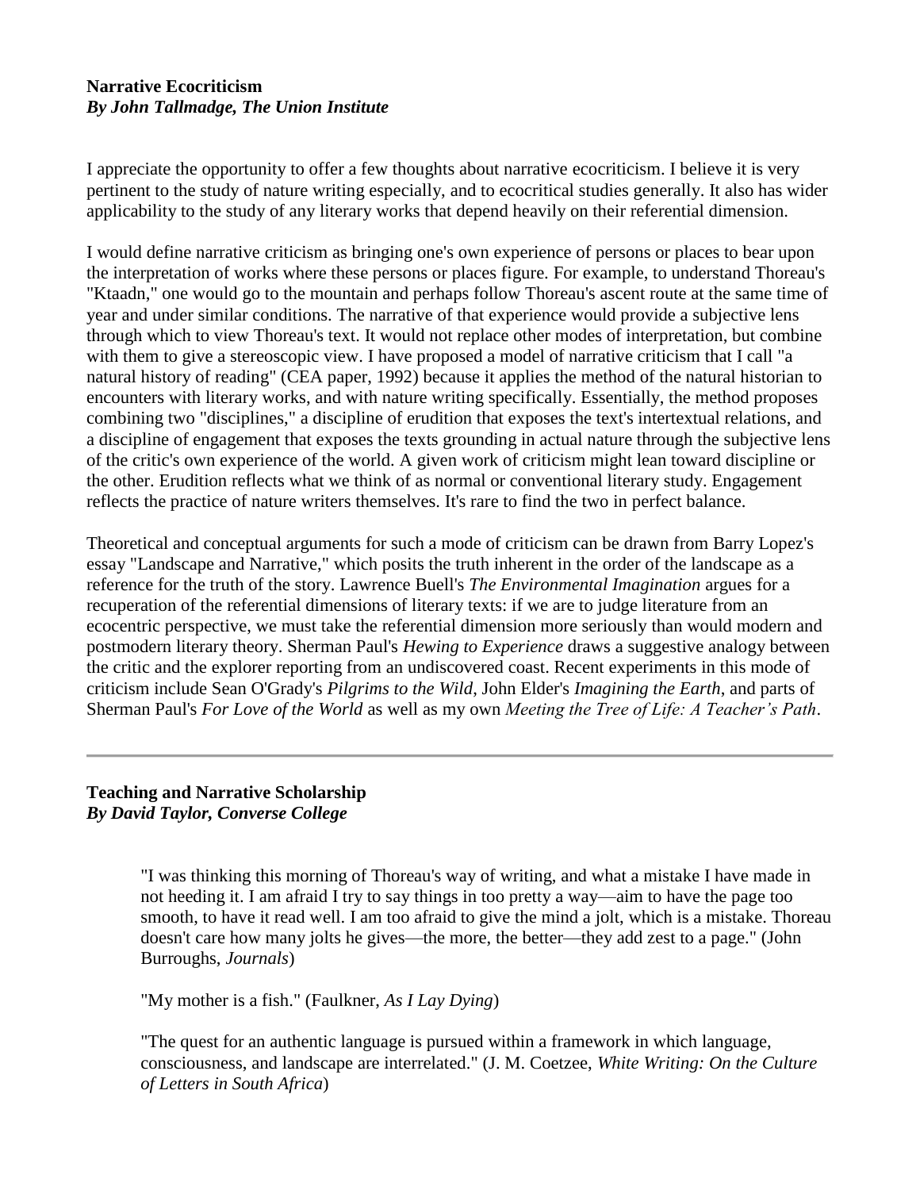**Narrative Ecocriticism**
***By John Tallmadge, The Union Institute***

I appreciate the opportunity to offer a few thoughts about narrative ecocriticism. I believe it is very pertinent to the study of nature writing especially, and to ecocritical studies generally. It also has wider applicability to the study of any literary works that depend heavily on their referential dimension.

I would define narrative criticism as bringing one's own experience of persons or places to bear upon the interpretation of works where these persons or places figure. For example, to understand Thoreau's "Ktaadn," one would go to the mountain and perhaps follow Thoreau's ascent route at the same time of year and under similar conditions. The narrative of that experience would provide a subjective lens through which to view Thoreau's text. It would not replace other modes of interpretation, but combine with them to give a stereoscopic view. I have proposed a model of narrative criticism that I call "a natural history of reading" (CEA paper, 1992) because it applies the method of the natural historian to encounters with literary works, and with nature writing specifically. Essentially, the method proposes combining two "disciplines," a discipline of erudition that exposes the text's intertextual relations, and a discipline of engagement that exposes the texts grounding in actual nature through the subjective lens of the critic's own experience of the world. A given work of criticism might lean toward discipline or the other. Erudition reflects what we think of as normal or conventional literary study. Engagement reflects the practice of nature writers themselves. It's rare to find the two in perfect balance.

Theoretical and conceptual arguments for such a mode of criticism can be drawn from Barry Lopez's essay "Landscape and Narrative," which posits the truth inherent in the order of the landscape as a reference for the truth of the story. Lawrence Buell's *The Environmental Imagination* argues for a recuperation of the referential dimensions of literary texts: if we are to judge literature from an ecocentric perspective, we must take the referential dimension more seriously than would modern and postmodern literary theory. Sherman Paul's *Hewing to Experience* draws a suggestive analogy between the critic and the explorer reporting from an undiscovered coast. Recent experiments in this mode of criticism include Sean O'Grady's *Pilgrims to the Wild*, John Elder's *Imagining the Earth*, and parts of Sherman Paul's *For Love of the World* as well as my own *Meeting the Tree of Life: A Teacher's Path*.

---

**Teaching and Narrative Scholarship**
***By David Taylor, Converse College***

> "I was thinking this morning of Thoreau's way of writing, and what a mistake I have made in not heeding it. I am afraid I try to say things in too pretty a way—aim to have the page too smooth, to have it read well. I am too afraid to give the mind a jolt, which is a mistake. Thoreau doesn't care how many jolts he gives—the more, the better—they add zest to a page." (John Burroughs, *Journals*)
>
> "My mother is a fish." (Faulkner, *As I Lay Dying*)
>
> "The quest for an authentic language is pursued within a framework in which language, consciousness, and landscape are interrelated." (J. M. Coetzee, *White Writing: On the Culture of Letters in South Africa*)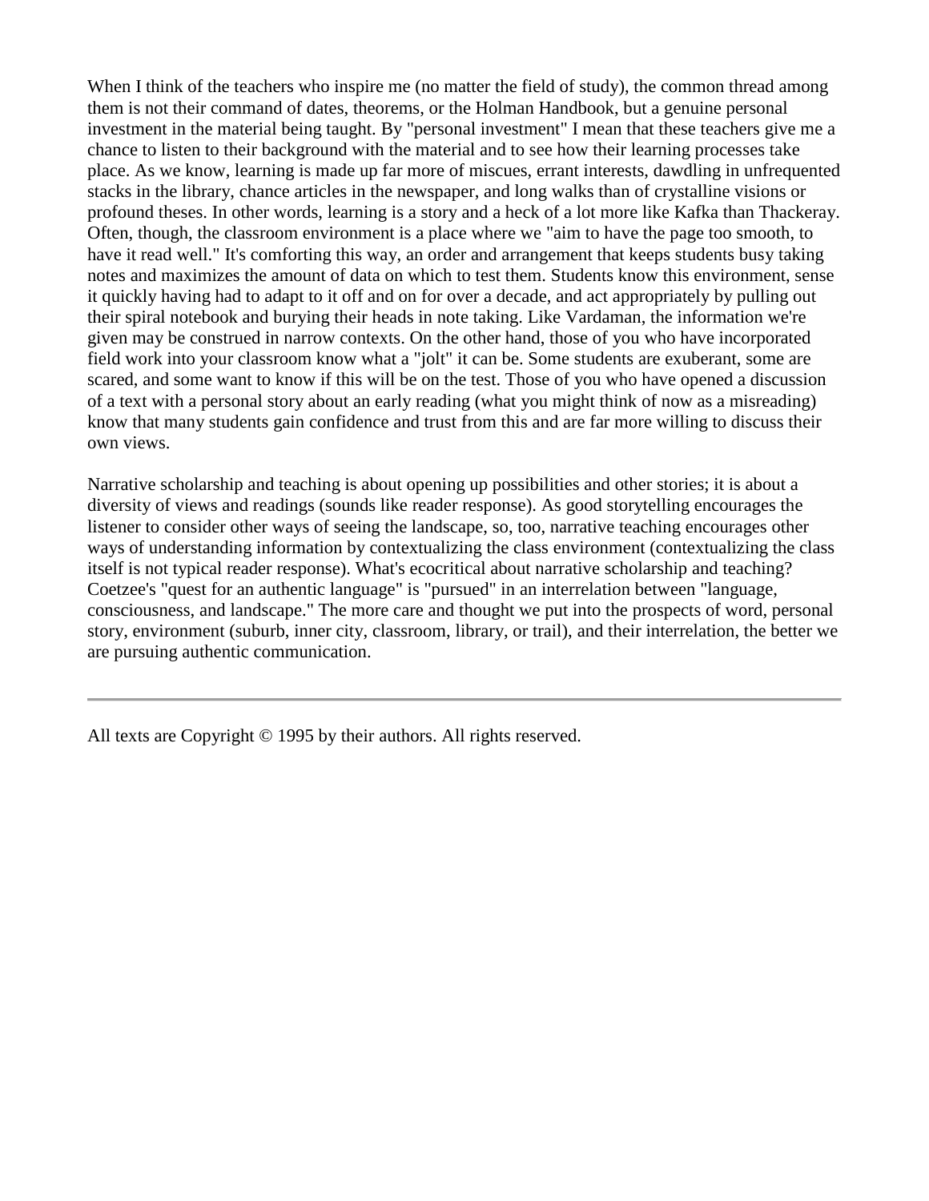When I think of the teachers who inspire me (no matter the field of study), the common thread among them is not their command of dates, theorems, or the Holman Handbook, but a genuine personal investment in the material being taught. By "personal investment" I mean that these teachers give me a chance to listen to their background with the material and to see how their learning processes take place. As we know, learning is made up far more of miscues, errant interests, dawdling in unfrequented stacks in the library, chance articles in the newspaper, and long walks than of crystalline visions or profound theses. In other words, learning is a story and a heck of a lot more like Kafka than Thackeray. Often, though, the classroom environment is a place where we "aim to have the page too smooth, to have it read well." It's comforting this way, an order and arrangement that keeps students busy taking notes and maximizes the amount of data on which to test them. Students know this environment, sense it quickly having had to adapt to it off and on for over a decade, and act appropriately by pulling out their spiral notebook and burying their heads in note taking. Like Vardaman, the information we're given may be construed in narrow contexts. On the other hand, those of you who have incorporated field work into your classroom know what a "jolt" it can be. Some students are exuberant, some are scared, and some want to know if this will be on the test. Those of you who have opened a discussion of a text with a personal story about an early reading (what you might think of now as a misreading) know that many students gain confidence and trust from this and are far more willing to discuss their own views.

Narrative scholarship and teaching is about opening up possibilities and other stories; it is about a diversity of views and readings (sounds like reader response). As good storytelling encourages the listener to consider other ways of seeing the landscape, so, too, narrative teaching encourages other ways of understanding information by contextualizing the class environment (contextualizing the class itself is not typical reader response). What's ecocritical about narrative scholarship and teaching? Coetzee's "quest for an authentic language" is "pursued" in an interrelation between "language, consciousness, and landscape." The more care and thought we put into the prospects of word, personal story, environment (suburb, inner city, classroom, library, or trail), and their interrelation, the better we are pursuing authentic communication.

---

All texts are Copyright © 1995 by their authors. All rights reserved.